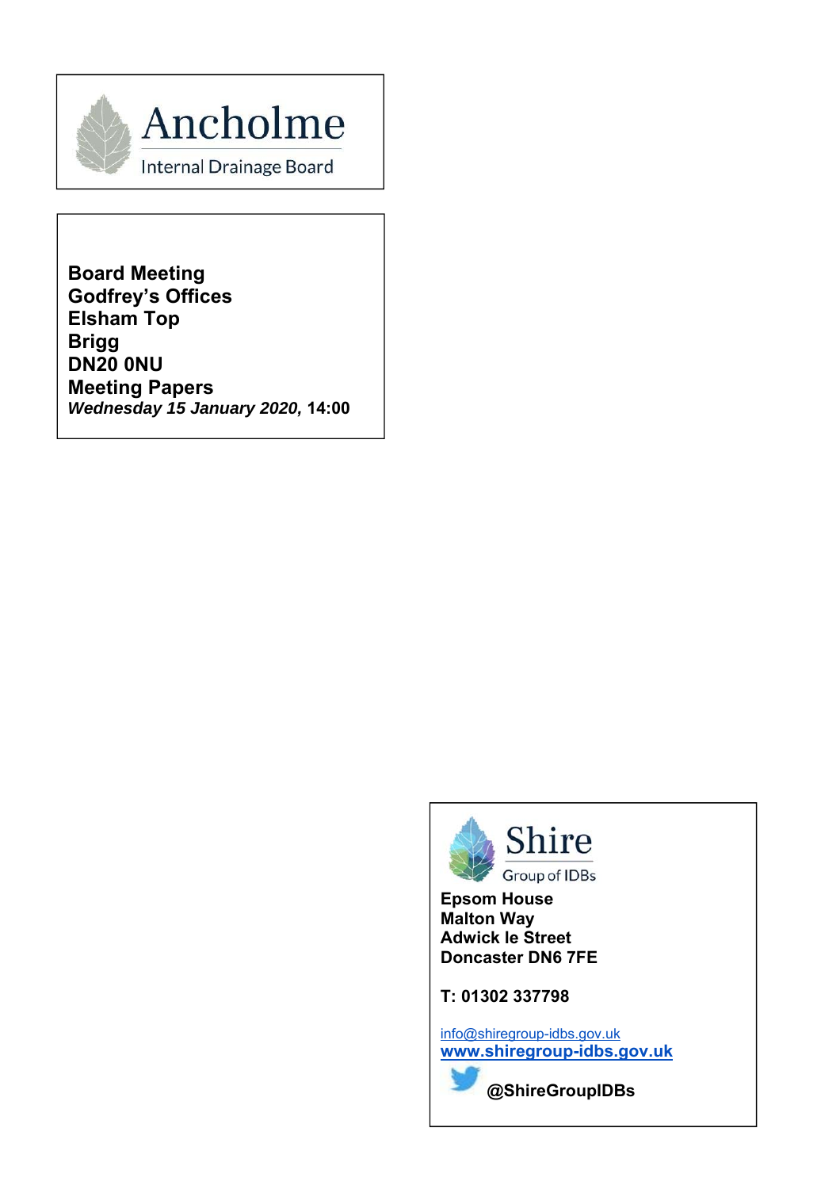# Ancholme

Internal Drainage Board

**Board Meeting**
**Godfrey's Offices**
**Elsham Top**
**Brigg**
**DN20 0NU**
**Meeting Papers**
***Wednesday 15 January 2020,* 14:00**

Shire

Group of IDBs

**Epsom House**
**Malton Way**
**Adwick le Street**
**Doncaster DN6 7FE**

**T: 01302 337798**

info@shiregroup-idbs.gov.uk
**www.shiregroup-idbs.gov.uk**

**@ShireGroupIDBs**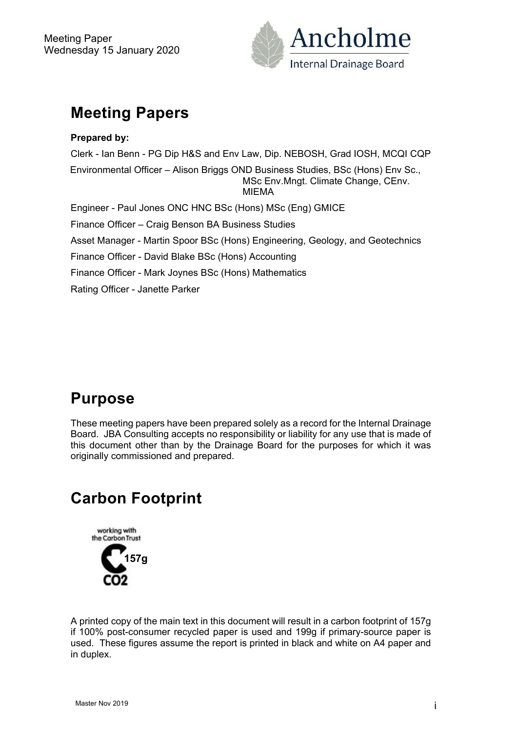Meeting Paper
Wednesday 15 January 2020

Ancholme
Internal Drainage Board

# Meeting Papers

**Prepared by:**

Clerk - Ian Benn - PG Dip H&S and Env Law, Dip. NEBOSH, Grad IOSH, MCQI CQP

Environmental Officer – Alison Briggs OND Business Studies, BSc (Hons) Env Sc., MSc Env.Mngt. Climate Change, CEnv. MIEMA

Engineer - Paul Jones ONC HNC BSc (Hons) MSc (Eng) GMICE

Finance Officer – Craig Benson BA Business Studies

Asset Manager - Martin Spoor BSc (Hons) Engineering, Geology, and Geotechnics

Finance Officer - David Blake BSc (Hons) Accounting

Finance Officer - Mark Joynes BSc (Hons) Mathematics

Rating Officer - Janette Parker

# Purpose

These meeting papers have been prepared solely as a record for the Internal Drainage Board. JBA Consulting accepts no responsibility or liability for any use that is made of this document other than by the Drainage Board for the purposes for which it was originally commissioned and prepared.

# Carbon Footprint

working with the Carbon Trust

157g

$CO_2$

A printed copy of the main text in this document will result in a carbon footprint of 157g if 100% post-consumer recycled paper is used and 199g if primary-source paper is used. These figures assume the report is printed in black and white on A4 paper and in duplex.

Master Nov 2019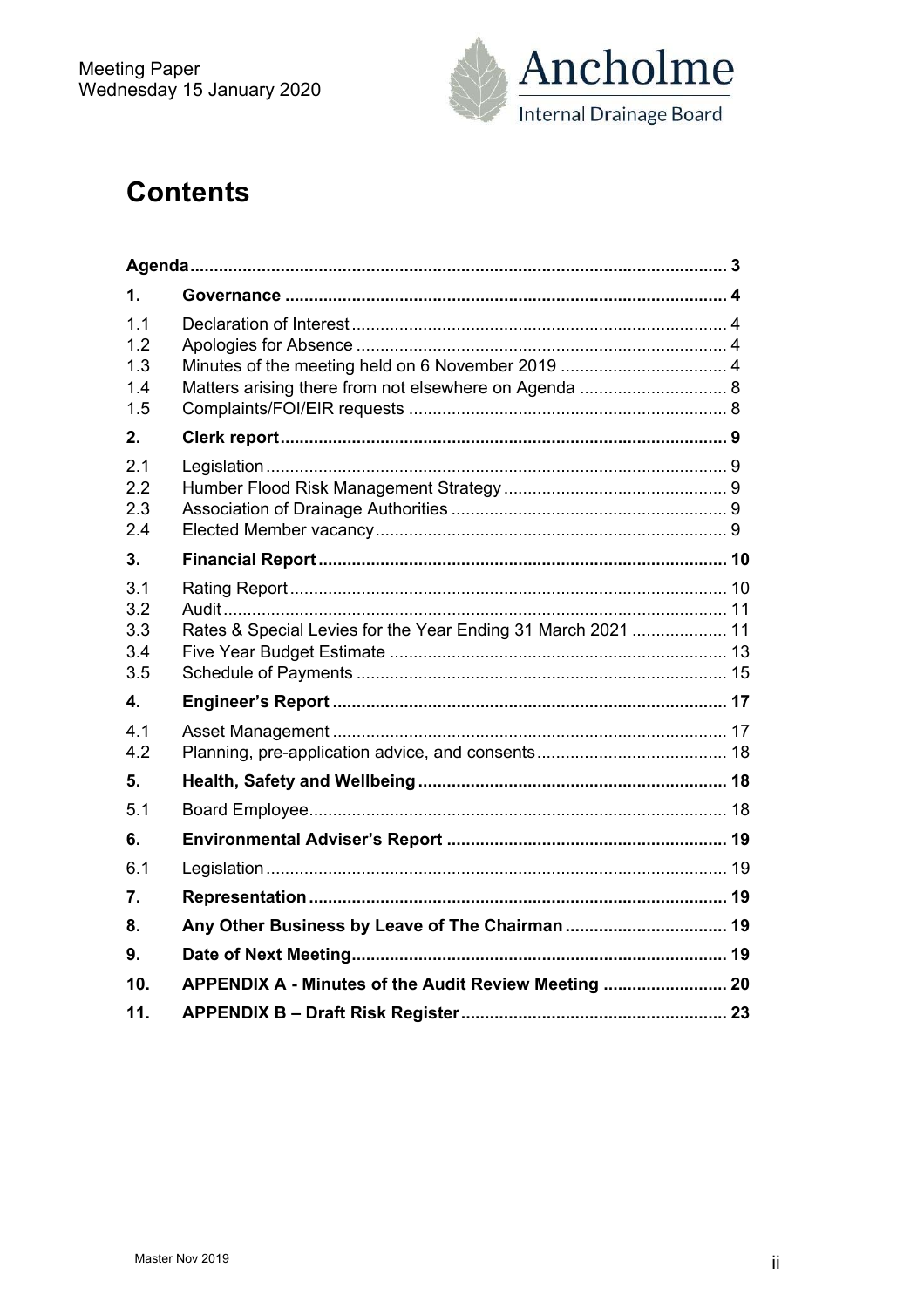# Contents

| | | |
|---|---|---|
| **Agenda** | | **3** |
| **1.** | **Governance** | **4** |
| 1.1 | Declaration of Interest | 4 |
| 1.2 | Apologies for Absence | 4 |
| 1.3 | Minutes of the meeting held on 6 November 2019 | 4 |
| 1.4 | Matters arising there from not elsewhere on Agenda | 8 |
| 1.5 | Complaints/FOI/EIR requests | 8 |
| **2.** | **Clerk report** | **9** |
| 2.1 | Legislation | 9 |
| 2.2 | Humber Flood Risk Management Strategy | 9 |
| 2.3 | Association of Drainage Authorities | 9 |
| 2.4 | Elected Member vacancy | 9 |
| **3.** | **Financial Report** | **10** |
| 3.1 | Rating Report | 10 |
| 3.2 | Audit | 11 |
| 3.3 | Rates & Special Levies for the Year Ending 31 March 2021 | 11 |
| 3.4 | Five Year Budget Estimate | 13 |
| 3.5 | Schedule of Payments | 15 |
| **4.** | **Engineer's Report** | **17** |
| 4.1 | Asset Management | 17 |
| 4.2 | Planning, pre-application advice, and consents | 18 |
| **5.** | **Health, Safety and Wellbeing** | **18** |
| 5.1 | Board Employee | 18 |
| **6.** | **Environmental Adviser's Report** | **19** |
| 6.1 | Legislation | 19 |
| **7.** | **Representation** | **19** |
| **8.** | **Any Other Business by Leave of The Chairman** | **19** |
| **9.** | **Date of Next Meeting** | **19** |
| **10.** | **APPENDIX A - Minutes of the Audit Review Meeting** | **20** |
| **11.** | **APPENDIX B – Draft Risk Register** | **23** |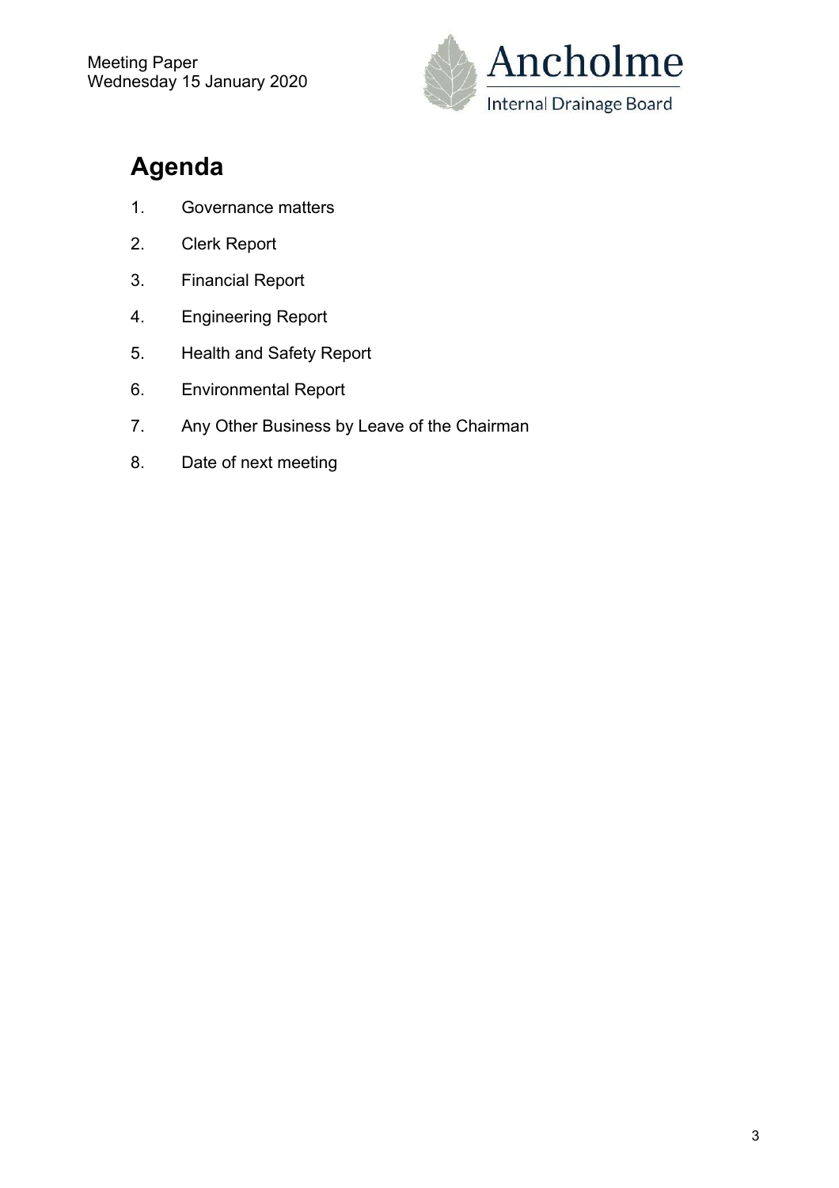Meeting Paper
Wednesday 15 January 2020

Ancholme
Internal Drainage Board

# Agenda

1. Governance matters
2. Clerk Report
3. Financial Report
4. Engineering Report
5. Health and Safety Report
6. Environmental Report
7. Any Other Business by Leave of the Chairman
8. Date of next meeting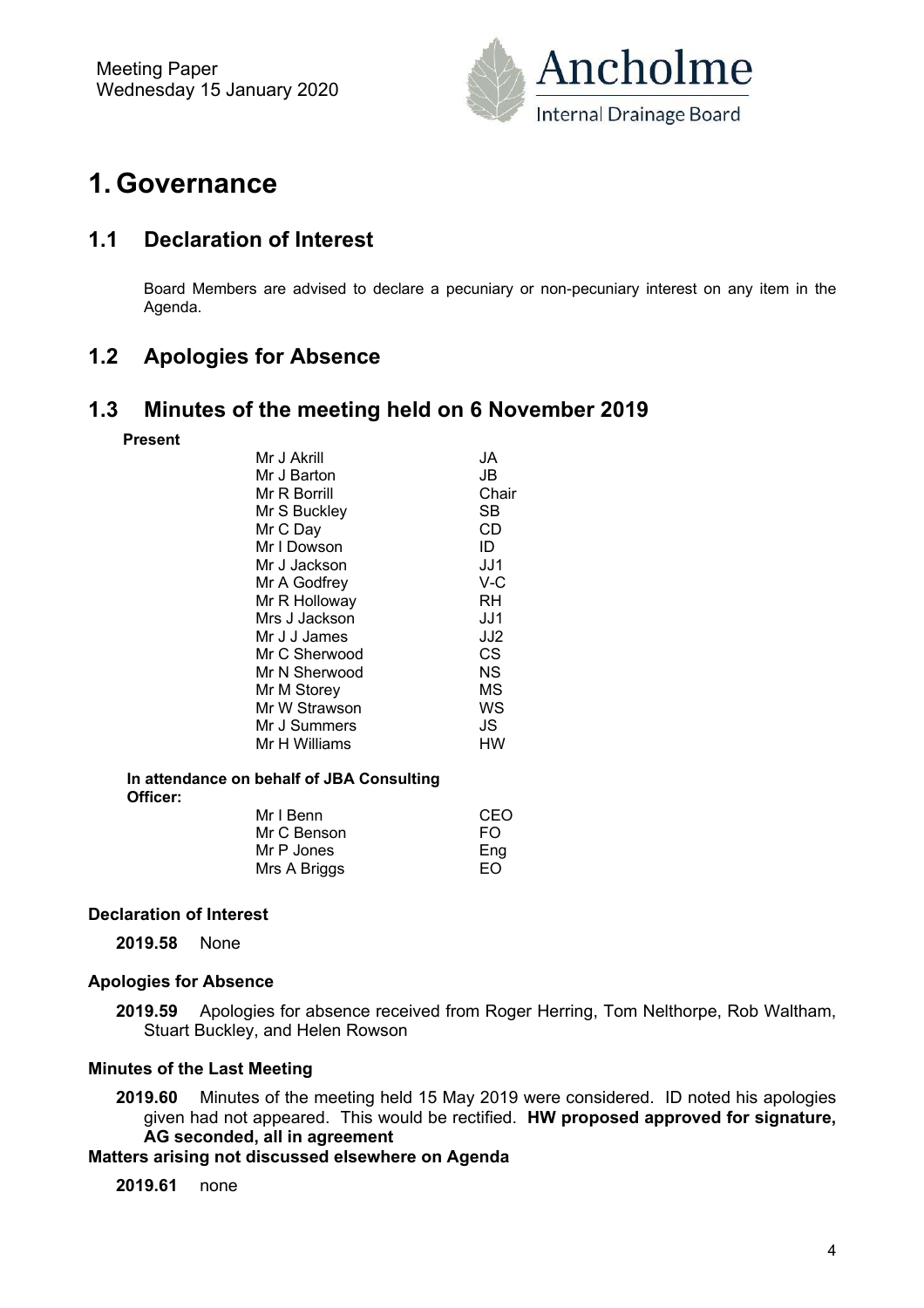# 1. Governance

## 1.1 Declaration of Interest

Board Members are advised to declare a pecuniary or non-pecuniary interest on any item in the Agenda.

## 1.2 Apologies for Absence

## 1.3 Minutes of the meeting held on 6 November 2019

**Present**

| | |
|---|---|
| Mr J Akrill | JA |
| Mr J Barton | JB |
| Mr R Borrill | Chair |
| Mr S Buckley | SB |
| Mr C Day | CD |
| Mr I Dowson | ID |
| Mr J Jackson | JJ1 |
| Mr A Godfrey | V-C |
| Mr R Holloway | RH |
| Mrs J Jackson | JJ1 |
| Mr J J James | JJ2 |
| Mr C Sherwood | CS |
| Mr N Sherwood | NS |
| Mr M Storey | MS |
| Mr W Strawson | WS |
| Mr J Summers | JS |
| Mr H Williams | HW |

**In attendance on behalf of JBA Consulting Officer:**

| | |
|---|---|
| Mr I Benn | CEO |
| Mr C Benson | FO |
| Mr P Jones | Eng |
| Mrs A Briggs | EO |

**Declaration of Interest**

**2019.58** None

**Apologies for Absence**

**2019.59** Apologies for absence received from Roger Herring, Tom Nelthorpe, Rob Waltham, Stuart Buckley, and Helen Rowson

**Minutes of the Last Meeting**

**2019.60** Minutes of the meeting held 15 May 2019 were considered. ID noted his apologies given had not appeared. This would be rectified. **HW proposed approved for signature, AG seconded, all in agreement**

**Matters arising not discussed elsewhere on Agenda**

**2019.61** none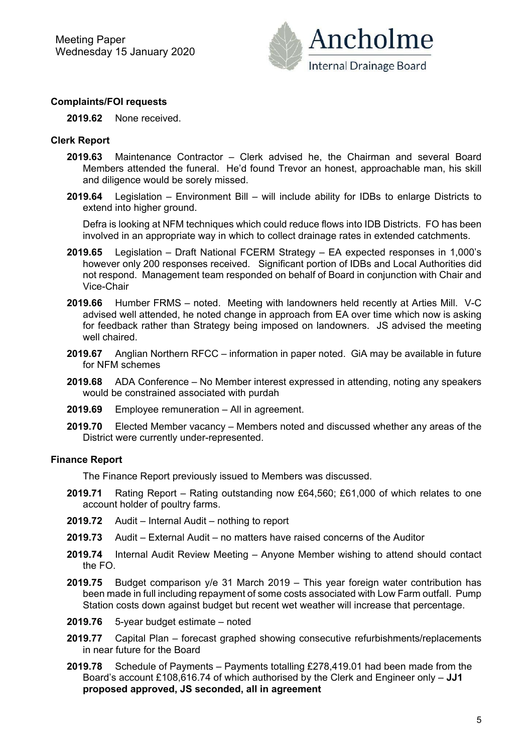## Complaints/FOI requests

**2019.62** None received.

## Clerk Report

**2019.63** Maintenance Contractor – Clerk advised he, the Chairman and several Board Members attended the funeral. He'd found Trevor an honest, approachable man, his skill and diligence would be sorely missed.

**2019.64** Legislation – Environment Bill – will include ability for IDBs to enlarge Districts to extend into higher ground.

Defra is looking at NFM techniques which could reduce flows into IDB Districts. FO has been involved in an appropriate way in which to collect drainage rates in extended catchments.

**2019.65** Legislation – Draft National FCERM Strategy – EA expected responses in 1,000's however only 200 responses received. Significant portion of IDBs and Local Authorities did not respond. Management team responded on behalf of Board in conjunction with Chair and Vice-Chair

**2019.66** Humber FRMS – noted. Meeting with landowners held recently at Arties Mill. V-C advised well attended, he noted change in approach from EA over time which now is asking for feedback rather than Strategy being imposed on landowners. JS advised the meeting well chaired.

**2019.67** Anglian Northern RFCC – information in paper noted. GiA may be available in future for NFM schemes

**2019.68** ADA Conference – No Member interest expressed in attending, noting any speakers would be constrained associated with purdah

**2019.69** Employee remuneration – All in agreement.

**2019.70** Elected Member vacancy – Members noted and discussed whether any areas of the District were currently under-represented.

## Finance Report

The Finance Report previously issued to Members was discussed.

**2019.71** Rating Report – Rating outstanding now £64,560; £61,000 of which relates to one account holder of poultry farms.

**2019.72** Audit – Internal Audit – nothing to report

**2019.73** Audit – External Audit – no matters have raised concerns of the Auditor

**2019.74** Internal Audit Review Meeting – Anyone Member wishing to attend should contact the FO.

**2019.75** Budget comparison y/e 31 March 2019 – This year foreign water contribution has been made in full including repayment of some costs associated with Low Farm outfall. Pump Station costs down against budget but recent wet weather will increase that percentage.

**2019.76** 5-year budget estimate – noted

**2019.77** Capital Plan – forecast graphed showing consecutive refurbishments/replacements in near future for the Board

**2019.78** Schedule of Payments – Payments totalling £278,419.01 had been made from the Board's account £108,616.74 of which authorised by the Clerk and Engineer only – **JJ1 proposed approved, JS seconded, all in agreement**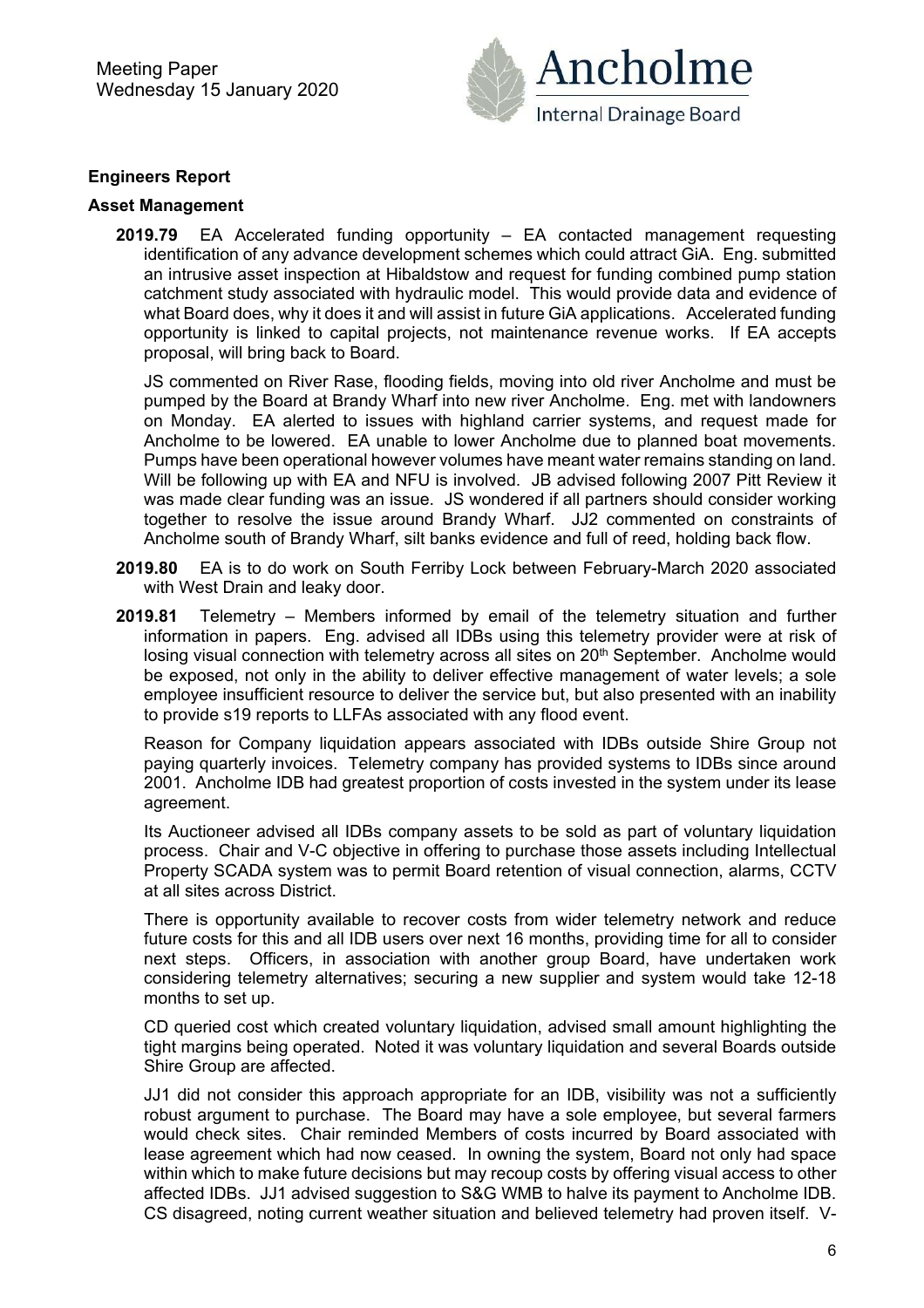**Engineers Report**

**Asset Management**

**2019.79** EA Accelerated funding opportunity – EA contacted management requesting identification of any advance development schemes which could attract GiA. Eng. submitted an intrusive asset inspection at Hibaldstow and request for funding combined pump station catchment study associated with hydraulic model. This would provide data and evidence of what Board does, why it does it and will assist in future GiA applications. Accelerated funding opportunity is linked to capital projects, not maintenance revenue works. If EA accepts proposal, will bring back to Board.

JS commented on River Rase, flooding fields, moving into old river Ancholme and must be pumped by the Board at Brandy Wharf into new river Ancholme. Eng. met with landowners on Monday. EA alerted to issues with highland carrier systems, and request made for Ancholme to be lowered. EA unable to lower Ancholme due to planned boat movements. Pumps have been operational however volumes have meant water remains standing on land. Will be following up with EA and NFU is involved. JB advised following 2007 Pitt Review it was made clear funding was an issue. JS wondered if all partners should consider working together to resolve the issue around Brandy Wharf. JJ2 commented on constraints of Ancholme south of Brandy Wharf, silt banks evidence and full of reed, holding back flow.

**2019.80** EA is to do work on South Ferriby Lock between February-March 2020 associated with West Drain and leaky door.

**2019.81** Telemetry – Members informed by email of the telemetry situation and further information in papers. Eng. advised all IDBs using this telemetry provider were at risk of losing visual connection with telemetry across all sites on 20th September. Ancholme would be exposed, not only in the ability to deliver effective management of water levels; a sole employee insufficient resource to deliver the service but, but also presented with an inability to provide s19 reports to LLFAs associated with any flood event.

Reason for Company liquidation appears associated with IDBs outside Shire Group not paying quarterly invoices. Telemetry company has provided systems to IDBs since around 2001. Ancholme IDB had greatest proportion of costs invested in the system under its lease agreement.

Its Auctioneer advised all IDBs company assets to be sold as part of voluntary liquidation process. Chair and V-C objective in offering to purchase those assets including Intellectual Property SCADA system was to permit Board retention of visual connection, alarms, CCTV at all sites across District.

There is opportunity available to recover costs from wider telemetry network and reduce future costs for this and all IDB users over next 16 months, providing time for all to consider next steps. Officers, in association with another group Board, have undertaken work considering telemetry alternatives; securing a new supplier and system would take 12-18 months to set up.

CD queried cost which created voluntary liquidation, advised small amount highlighting the tight margins being operated. Noted it was voluntary liquidation and several Boards outside Shire Group are affected.

JJ1 did not consider this approach appropriate for an IDB, visibility was not a sufficiently robust argument to purchase. The Board may have a sole employee, but several farmers would check sites. Chair reminded Members of costs incurred by Board associated with lease agreement which had now ceased. In owning the system, Board not only had space within which to make future decisions but may recoup costs by offering visual access to other affected IDBs. JJ1 advised suggestion to S&G WMB to halve its payment to Ancholme IDB. CS disagreed, noting current weather situation and believed telemetry had proven itself. V-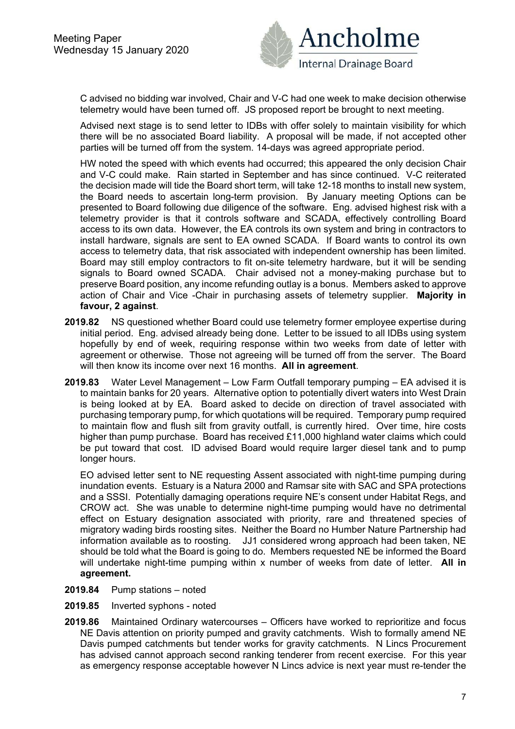C advised no bidding war involved, Chair and V-C had one week to make decision otherwise telemetry would have been turned off. JS proposed report be brought to next meeting.

Advised next stage is to send letter to IDBs with offer solely to maintain visibility for which there will be no associated Board liability. A proposal will be made, if not accepted other parties will be turned off from the system. 14-days was agreed appropriate period.

HW noted the speed with which events had occurred; this appeared the only decision Chair and V-C could make. Rain started in September and has since continued. V-C reiterated the decision made will tide the Board short term, will take 12-18 months to install new system, the Board needs to ascertain long-term provision. By January meeting Options can be presented to Board following due diligence of the software. Eng. advised highest risk with a telemetry provider is that it controls software and SCADA, effectively controlling Board access to its own data. However, the EA controls its own system and bring in contractors to install hardware, signals are sent to EA owned SCADA. If Board wants to control its own access to telemetry data, that risk associated with independent ownership has been limited. Board may still employ contractors to fit on-site telemetry hardware, but it will be sending signals to Board owned SCADA. Chair advised not a money-making purchase but to preserve Board position, any income refunding outlay is a bonus. Members asked to approve action of Chair and Vice -Chair in purchasing assets of telemetry supplier. **Majority in favour, 2 against**.

**2019.82** NS questioned whether Board could use telemetry former employee expertise during initial period. Eng. advised already being done. Letter to be issued to all IDBs using system hopefully by end of week, requiring response within two weeks from date of letter with agreement or otherwise. Those not agreeing will be turned off from the server. The Board will then know its income over next 16 months. **All in agreement**.

**2019.83** Water Level Management – Low Farm Outfall temporary pumping – EA advised it is to maintain banks for 20 years. Alternative option to potentially divert waters into West Drain is being looked at by EA. Board asked to decide on direction of travel associated with purchasing temporary pump, for which quotations will be required. Temporary pump required to maintain flow and flush silt from gravity outfall, is currently hired. Over time, hire costs higher than pump purchase. Board has received £11,000 highland water claims which could be put toward that cost. ID advised Board would require larger diesel tank and to pump longer hours.

EO advised letter sent to NE requesting Assent associated with night-time pumping during inundation events. Estuary is a Natura 2000 and Ramsar site with SAC and SPA protections and a SSSI. Potentially damaging operations require NE's consent under Habitat Regs, and CROW act. She was unable to determine night-time pumping would have no detrimental effect on Estuary designation associated with priority, rare and threatened species of migratory wading birds roosting sites. Neither the Board no Humber Nature Partnership had information available as to roosting. JJ1 considered wrong approach had been taken, NE should be told what the Board is going to do. Members requested NE be informed the Board will undertake night-time pumping within x number of weeks from date of letter. **All in agreement.**

**2019.84** Pump stations – noted

**2019.85** Inverted syphons - noted

**2019.86** Maintained Ordinary watercourses – Officers have worked to reprioritize and focus NE Davis attention on priority pumped and gravity catchments. Wish to formally amend NE Davis pumped catchments but tender works for gravity catchments. N Lincs Procurement has advised cannot approach second ranking tenderer from recent exercise. For this year as emergency response acceptable however N Lincs advice is next year must re-tender the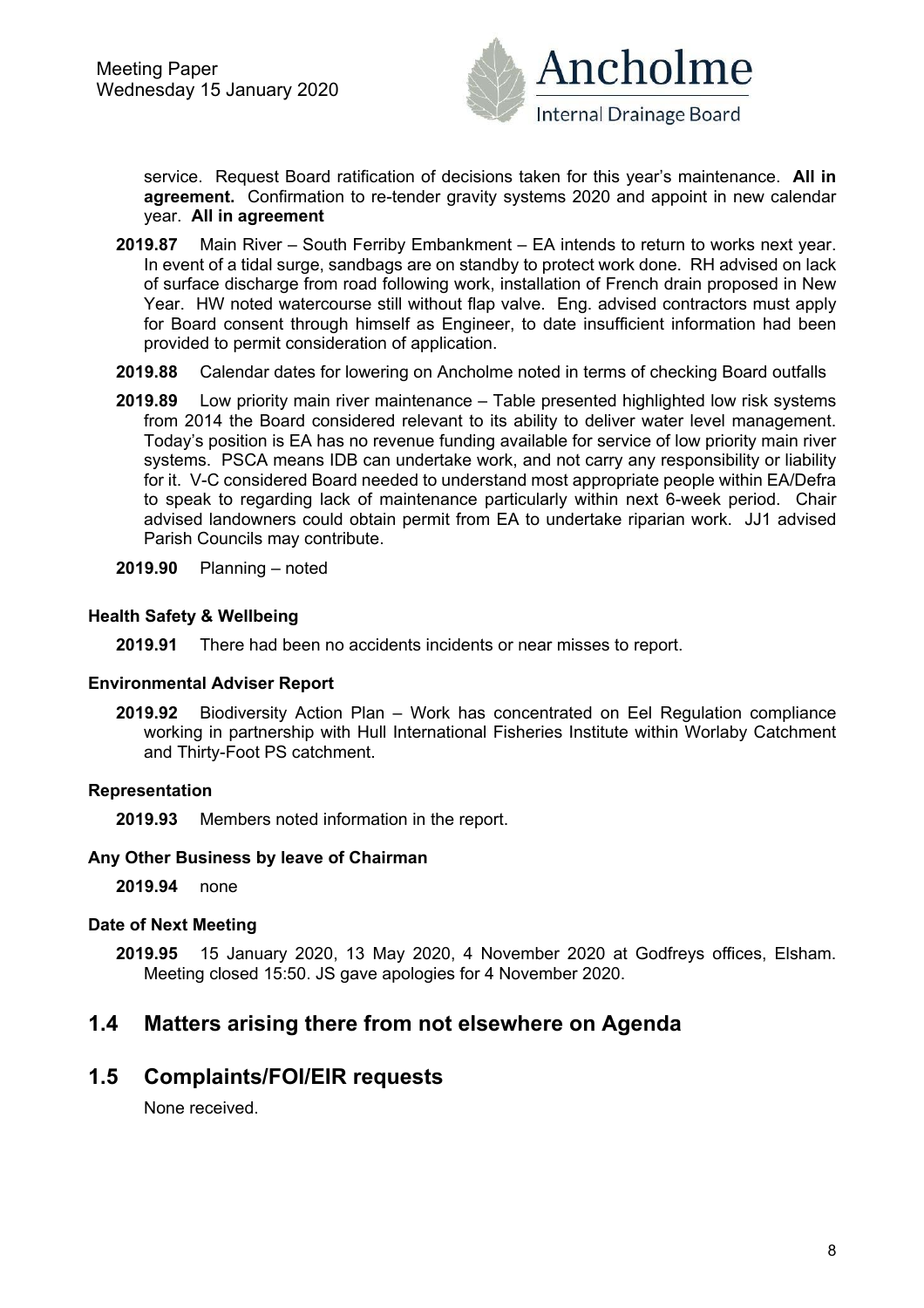service. Request Board ratification of decisions taken for this year's maintenance. **All in agreement.** Confirmation to re-tender gravity systems 2020 and appoint in new calendar year. **All in agreement**

**2019.87** Main River – South Ferriby Embankment – EA intends to return to works next year. In event of a tidal surge, sandbags are on standby to protect work done. RH advised on lack of surface discharge from road following work, installation of French drain proposed in New Year. HW noted watercourse still without flap valve. Eng. advised contractors must apply for Board consent through himself as Engineer, to date insufficient information had been provided to permit consideration of application.

**2019.88** Calendar dates for lowering on Ancholme noted in terms of checking Board outfalls

**2019.89** Low priority main river maintenance – Table presented highlighted low risk systems from 2014 the Board considered relevant to its ability to deliver water level management. Today's position is EA has no revenue funding available for service of low priority main river systems. PSCA means IDB can undertake work, and not carry any responsibility or liability for it. V-C considered Board needed to understand most appropriate people within EA/Defra to speak to regarding lack of maintenance particularly within next 6-week period. Chair advised landowners could obtain permit from EA to undertake riparian work. JJ1 advised Parish Councils may contribute.

**2019.90** Planning – noted

**Health Safety & Wellbeing**

**2019.91** There had been no accidents incidents or near misses to report.

**Environmental Adviser Report**

**2019.92** Biodiversity Action Plan – Work has concentrated on Eel Regulation compliance working in partnership with Hull International Fisheries Institute within Worlaby Catchment and Thirty-Foot PS catchment.

**Representation**

**2019.93** Members noted information in the report.

**Any Other Business by leave of Chairman**

**2019.94** none

**Date of Next Meeting**

**2019.95** 15 January 2020, 13 May 2020, 4 November 2020 at Godfreys offices, Elsham. Meeting closed 15:50. JS gave apologies for 4 November 2020.

## 1.4 Matters arising there from not elsewhere on Agenda

## 1.5 Complaints/FOI/EIR requests

None received.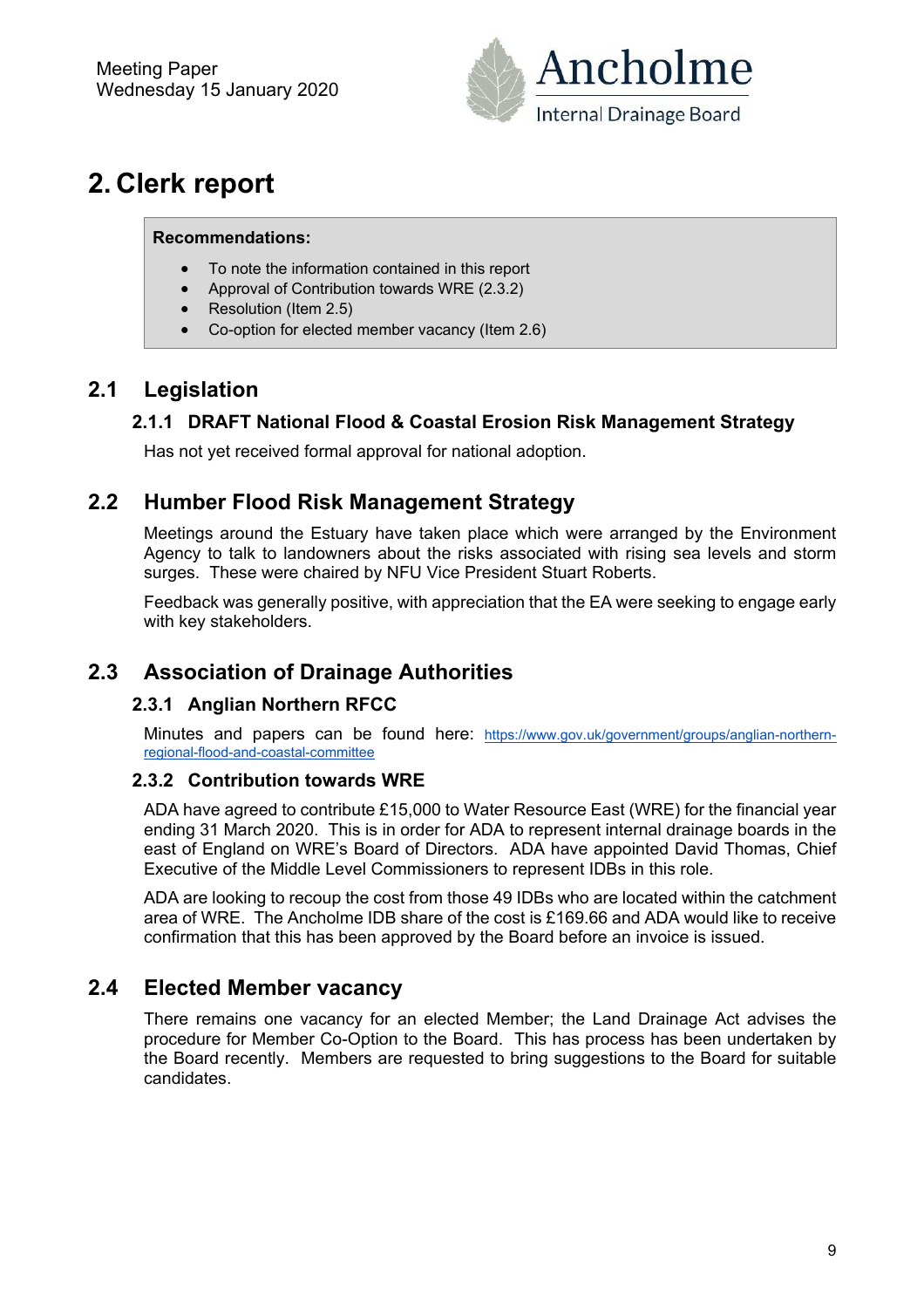Meeting Paper
Wednesday 15 January 2020

# 2. Clerk report

**Recommendations:**

- To note the information contained in this report
- Approval of Contribution towards WRE (2.3.2)
- Resolution (Item 2.5)
- Co-option for elected member vacancy (Item 2.6)

## 2.1 Legislation

### 2.1.1 DRAFT National Flood & Coastal Erosion Risk Management Strategy

Has not yet received formal approval for national adoption.

## 2.2 Humber Flood Risk Management Strategy

Meetings around the Estuary have taken place which were arranged by the Environment Agency to talk to landowners about the risks associated with rising sea levels and storm surges. These were chaired by NFU Vice President Stuart Roberts.

Feedback was generally positive, with appreciation that the EA were seeking to engage early with key stakeholders.

## 2.3 Association of Drainage Authorities

### 2.3.1 Anglian Northern RFCC

Minutes and papers can be found here: https://www.gov.uk/government/groups/anglian-northern-regional-flood-and-coastal-committee

### 2.3.2 Contribution towards WRE

ADA have agreed to contribute £15,000 to Water Resource East (WRE) for the financial year ending 31 March 2020. This is in order for ADA to represent internal drainage boards in the east of England on WRE's Board of Directors. ADA have appointed David Thomas, Chief Executive of the Middle Level Commissioners to represent IDBs in this role.

ADA are looking to recoup the cost from those 49 IDBs who are located within the catchment area of WRE. The Ancholme IDB share of the cost is £169.66 and ADA would like to receive confirmation that this has been approved by the Board before an invoice is issued.

## 2.4 Elected Member vacancy

There remains one vacancy for an elected Member; the Land Drainage Act advises the procedure for Member Co-Option to the Board. This has process has been undertaken by the Board recently. Members are requested to bring suggestions to the Board for suitable candidates.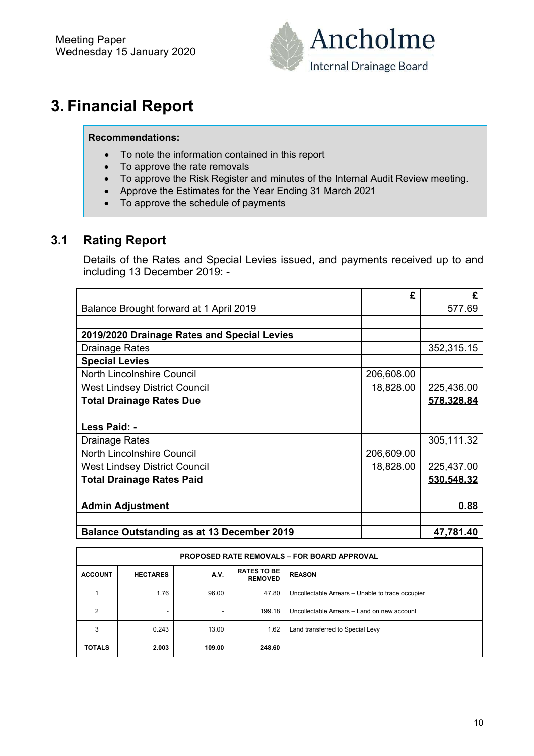Meeting Paper
Wednesday 15 January 2020

Ancholme Internal Drainage Board

# 3. Financial Report

**Recommendations:**

- To note the information contained in this report
- To approve the rate removals
- To approve the Risk Register and minutes of the Internal Audit Review meeting.
- Approve the Estimates for the Year Ending 31 March 2021
- To approve the schedule of payments

## 3.1 Rating Report

Details of the Rates and Special Levies issued, and payments received up to and including 13 December 2019: -

| | £ | £ |
|---|---:|---:|
| Balance Brought forward at 1 April 2019 | | 577.69 |
| | | |
| **2019/2020 Drainage Rates and Special Levies** | | |
| Drainage Rates | | 352,315.15 |
| **Special Levies** | | |
| North Lincolnshire Council | 206,608.00 | |
| West Lindsey District Council | 18,828.00 | 225,436.00 |
| **Total Drainage Rates Due** | | **578,328.84** |
| | | |
| **Less Paid: -** | | |
| Drainage Rates | | 305,111.32 |
| North Lincolnshire Council | 206,609.00 | |
| West Lindsey District Council | 18,828.00 | 225,437.00 |
| **Total Drainage Rates Paid** | | **530,548.32** |
| | | |
| **Admin Adjustment** | | **0.88** |
| | | |
| **Balance Outstanding as at 13 December 2019** | | **47,781.40** |

| PROPOSED RATE REMOVALS – FOR BOARD APPROVAL | | | | |
|---|---|---|---|---|
| **ACCOUNT** | **HECTARES** | **A.V.** | **RATES TO BE REMOVED** | **REASON** |
| 1 | 1.76 | 96.00 | 47.80 | Uncollectable Arrears – Unable to trace occupier |
| 2 | - | - | 199.18 | Uncollectable Arrears – Land on new account |
| 3 | 0.243 | 13.00 | 1.62 | Land transferred to Special Levy |
| **TOTALS** | **2.003** | **109.00** | **248.60** | |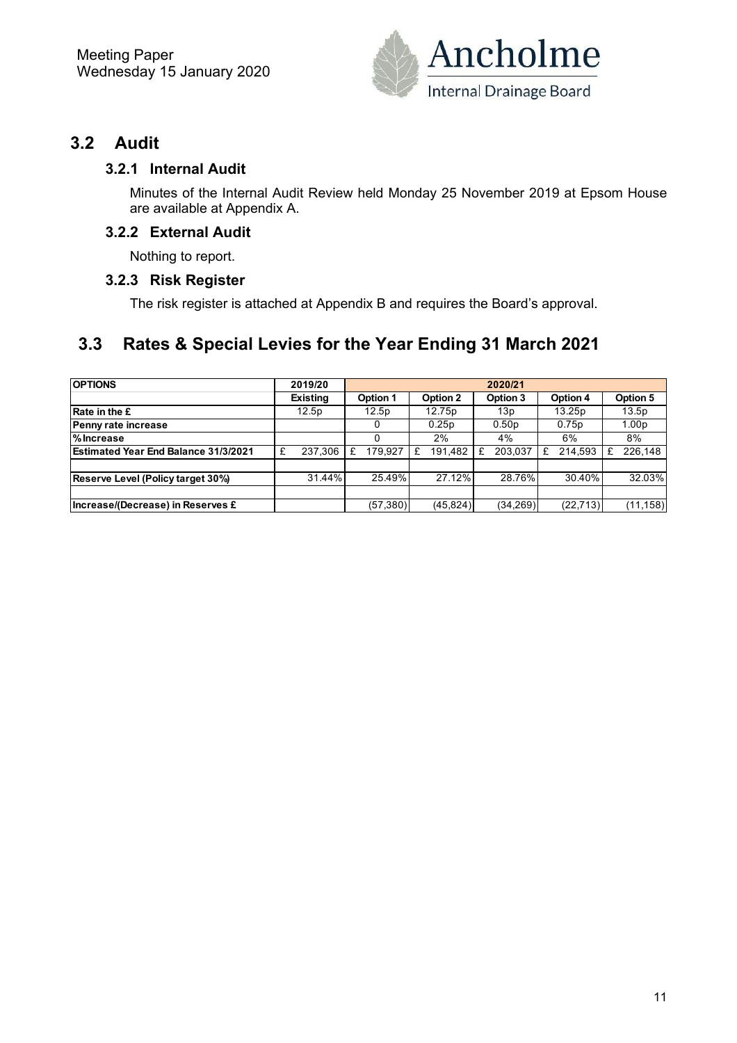## 3.2 Audit

### 3.2.1 Internal Audit

Minutes of the Internal Audit Review held Monday 25 November 2019 at Epsom House are available at Appendix A.

### 3.2.2 External Audit

Nothing to report.

### 3.2.3 Risk Register

The risk register is attached at Appendix B and requires the Board's approval.

## 3.3 Rates & Special Levies for the Year Ending 31 March 2021

| OPTIONS | 2019/20 | 2020/21 | | | | |
|---|---|---|---|---|---|---|
| | Existing | Option 1 | Option 2 | Option 3 | Option 4 | Option 5 |
| Rate in the £ | 12.5p | 12.5p | 12.75p | 13p | 13.25p | 13.5p |
| Penny rate increase | | 0 | 0.25p | 0.50p | 0.75p | 1.00p |
| % Increase | | 0 | 2% | 4% | 6% | 8% |
| Estimated Year End Balance 31/3/2021 | £ 237,306 | £ 179,927 | £ 191,482 | £ 203,037 | £ 214,593 | £ 226,148 |
| | | | | | | |
| Reserve Level (Policy target 30%) | 31.44% | 25.49% | 27.12% | 28.76% | 30.40% | 32.03% |
| | | | | | | |
| Increase/(Decrease) in Reserves £ | | (57,380) | (45,824) | (34,269) | (22,713) | (11,158) |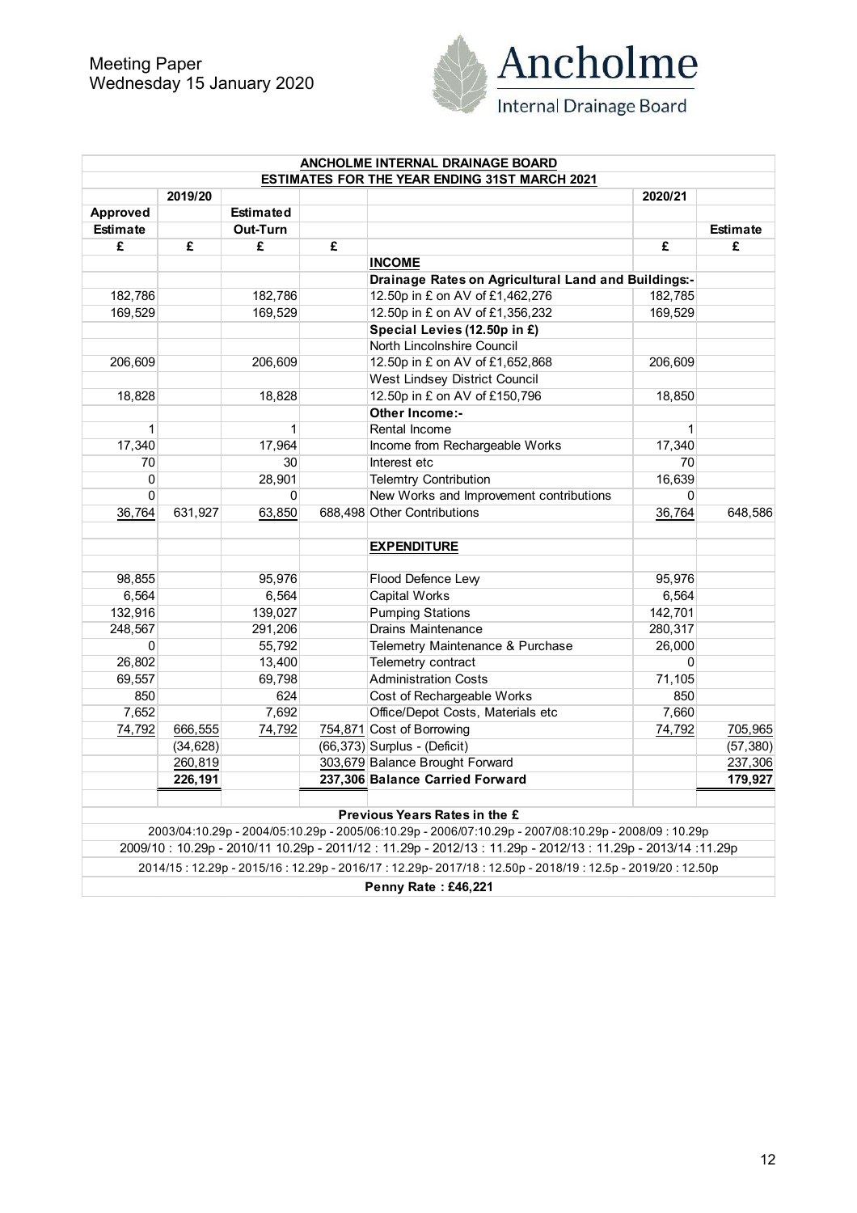Meeting Paper
Wednesday 15 January 2020

Ancholme
Internal Drainage Board

| ANCHOLME INTERNAL DRAINAGE BOARD | | | | | | |
|---|---|---|---|---|---|---|
| ESTIMATES FOR THE YEAR ENDING 31ST MARCH 2021 | | | | | | |
| | 2019/20 | | | | 2020/21 | |
| Approved | | Estimated | | | | |
| Estimate | | Out-Turn | | | | Estimate |
| £ | £ | £ | £ | | £ | £ |
| | | | | **INCOME** | | |
| | | | | **Drainage Rates on Agricultural Land and Buildings:-** | | |
| 182,786 | | 182,786 | | 12.50p in £ on AV of £1,462,276 | 182,785 | |
| 169,529 | | 169,529 | | 12.50p in £ on AV of £1,356,232 | 169,529 | |
| | | | | **Special Levies (12.50p in £)** | | |
| | | | | North Lincolnshire Council | | |
| 206,609 | | 206,609 | | 12.50p in £ on AV of £1,652,868 | 206,609 | |
| | | | | West Lindsey District Council | | |
| 18,828 | | 18,828 | | 12.50p in £ on AV of £150,796 | 18,850 | |
| | | | | **Other Income:-** | | |
| 1 | | 1 | | Rental Income | 1 | |
| 17,340 | | 17,964 | | Income from Rechargeable Works | 17,340 | |
| 70 | | 30 | | Interest etc | 70 | |
| 0 | | 28,901 | | Telemtry Contribution | 16,639 | |
| 0 | | 0 | | New Works and Improvement contributions | 0 | |
| 36,764 | 631,927 | 63,850 | 688,498 | Other Contributions | 36,764 | 648,586 |
| | | | | **EXPENDITURE** | | |
| 98,855 | | 95,976 | | Flood Defence Levy | 95,976 | |
| 6,564 | | 6,564 | | Capital Works | 6,564 | |
| 132,916 | | 139,027 | | Pumping Stations | 142,701 | |
| 248,567 | | 291,206 | | Drains Maintenance | 280,317 | |
| 0 | | 55,792 | | Telemetry Maintenance & Purchase | 26,000 | |
| 26,802 | | 13,400 | | Telemetry contract | 0 | |
| 69,557 | | 69,798 | | Administration Costs | 71,105 | |
| 850 | | 624 | | Cost of Rechargeable Works | 850 | |
| 7,652 | | 7,692 | | Office/Depot Costs, Materials etc | 7,660 | |
| 74,792 | 666,555 | 74,792 | 754,871 | Cost of Borrowing | 74,792 | 705,965 |
| | (34,628) | | (66,373) | Surplus - (Deficit) | | (57,380) |
| | 260,819 | | 303,679 | Balance Brought Forward | | 237,306 |
| | **226,191** | | **237,306** | **Balance Carried Forward** | | **179,927** |
| **Previous Years Rates in the £** | | | | | | |
| 2003/04:10.29p - 2004/05:10.29p - 2005/06:10.29p - 2006/07:10.29p - 2007/08:10.29p - 2008/09 : 10.29p | | | | | | |
| 2009/10 : 10.29p - 2010/11 10.29p - 2011/12 : 11.29p - 2012/13 : 11.29p - 2012/13 : 11.29p - 2013/14 :11.29p | | | | | | |
| 2014/15 : 12.29p - 2015/16 : 12.29p - 2016/17 : 12.29p- 2017/18 : 12.50p - 2018/19 : 12.5p - 2019/20 : 12.50p | | | | | | |
| **Penny Rate : £46,221** | | | | | | |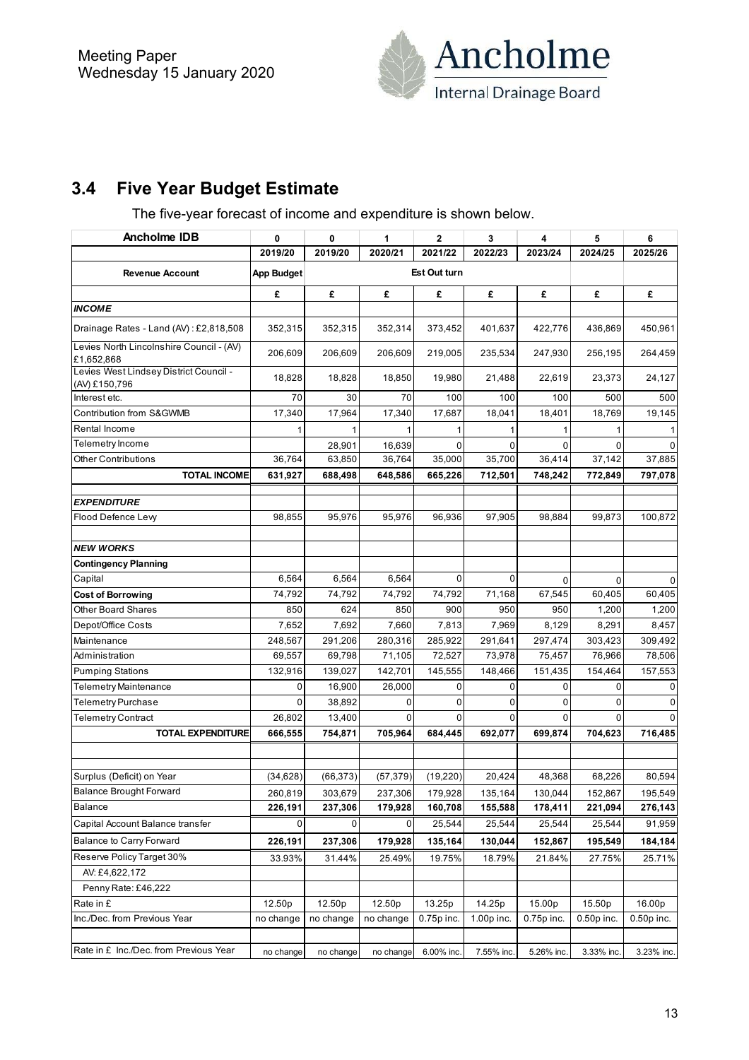## 3.4 Five Year Budget Estimate

The five-year forecast of income and expenditure is shown below.

| Ancholme IDB | 0 | 0 | 1 | 2 | 3 | 4 | 5 | 6 |
|---|---|---|---|---|---|---|---|---|
| | 2019/20 | 2019/20 | 2020/21 | 2021/22 | 2022/23 | 2023/24 | 2024/25 | 2025/26 |
| **Revenue Account** | **App Budget** | | | **Est Out turn** | | | | |
| | **£** | **£** | **£** | **£** | **£** | **£** | **£** | **£** |
| ***INCOME*** | | | | | | | | |
| Drainage Rates - Land (AV) : £2,818,508 | 352,315 | 352,315 | 352,314 | 373,452 | 401,637 | 422,776 | 436,869 | 450,961 |
| Levies North Lincolnshire Council - (AV) £1,652,868 | 206,609 | 206,609 | 206,609 | 219,005 | 235,534 | 247,930 | 256,195 | 264,459 |
| Levies West Lindsey District Council - (AV) £150,796 | 18,828 | 18,828 | 18,850 | 19,980 | 21,488 | 22,619 | 23,373 | 24,127 |
| Interest etc. | 70 | 30 | 70 | 100 | 100 | 100 | 500 | 500 |
| Contribution from S&GWMB | 17,340 | 17,964 | 17,340 | 17,687 | 18,041 | 18,401 | 18,769 | 19,145 |
| Rental Income | 1 | 1 | 1 | 1 | 1 | 1 | 1 | 1 |
| Telemetry Income | | 28,901 | 16,639 | 0 | 0 | 0 | 0 | 0 |
| Other Contributions | 36,764 | 63,850 | 36,764 | 35,000 | 35,700 | 36,414 | 37,142 | 37,885 |
| **TOTAL INCOME** | **631,927** | **688,498** | **648,586** | **665,226** | **712,501** | **748,242** | **772,849** | **797,078** |
| ***EXPENDITURE*** | | | | | | | | |
| Flood Defence Levy | 98,855 | 95,976 | 95,976 | 96,936 | 97,905 | 98,884 | 99,873 | 100,872 |
| ***NEW WORKS*** | | | | | | | | |
| **Contingency Planning** | | | | | | | | |
| Capital | 6,564 | 6,564 | 6,564 | 0 | 0 | 0 | 0 | 0 |
| **Cost of Borrowing** | 74,792 | 74,792 | 74,792 | 74,792 | 71,168 | 67,545 | 60,405 | 60,405 |
| Other Board Shares | 850 | 624 | 850 | 900 | 950 | 950 | 1,200 | 1,200 |
| Depot/Office Costs | 7,652 | 7,692 | 7,660 | 7,813 | 7,969 | 8,129 | 8,291 | 8,457 |
| Maintenance | 248,567 | 291,206 | 280,316 | 285,922 | 291,641 | 297,474 | 303,423 | 309,492 |
| Administration | 69,557 | 69,798 | 71,105 | 72,527 | 73,978 | 75,457 | 76,966 | 78,506 |
| Pumping Stations | 132,916 | 139,027 | 142,701 | 145,555 | 148,466 | 151,435 | 154,464 | 157,553 |
| Telemetry Maintenance | 0 | 16,900 | 26,000 | 0 | 0 | 0 | 0 | 0 |
| Telemetry Purchase | 0 | 38,892 | 0 | 0 | 0 | 0 | 0 | 0 |
| Telemetry Contract | 26,802 | 13,400 | 0 | 0 | 0 | 0 | 0 | 0 |
| **TOTAL EXPENDITURE** | **666,555** | **754,871** | **705,964** | **684,445** | **692,077** | **699,874** | **704,623** | **716,485** |
| Surplus (Deficit) on Year | (34,628) | (66,373) | (57,379) | (19,220) | 20,424 | 48,368 | 68,226 | 80,594 |
| Balance Brought Forward | 260,819 | 303,679 | 237,306 | 179,928 | 135,164 | 130,044 | 152,867 | 195,549 |
| Balance | **226,191** | **237,306** | **179,928** | **160,708** | **155,588** | **178,411** | **221,094** | **276,143** |
| Capital Account Balance transfer | 0 | 0 | 0 | 25,544 | 25,544 | 25,544 | 25,544 | 91,959 |
| Balance to Carry Forward | **226,191** | **237,306** | **179,928** | **135,164** | **130,044** | **152,867** | **195,549** | **184,184** |
| Reserve Policy Target 30% | 33.93% | 31.44% | 25.49% | 19.75% | 18.79% | 21.84% | 27.75% | 25.71% |
| AV: £4,622,172 | | | | | | | | |
| Penny Rate: £46,222 | | | | | | | | |
| Rate in £ | 12.50p | 12.50p | 12.50p | 13.25p | 14.25p | 15.00p | 15.50p | 16.00p |
| Inc./Dec. from Previous Year | no change | no change | no change | 0.75p inc. | 1.00p inc. | 0.75p inc. | 0.50p inc. | 0.50p inc. |
| Rate in £ Inc./Dec. from Previous Year | no change | no change | no change | 6.00% inc. | 7.55% inc. | 5.26% inc. | 3.33% inc. | 3.23% inc. |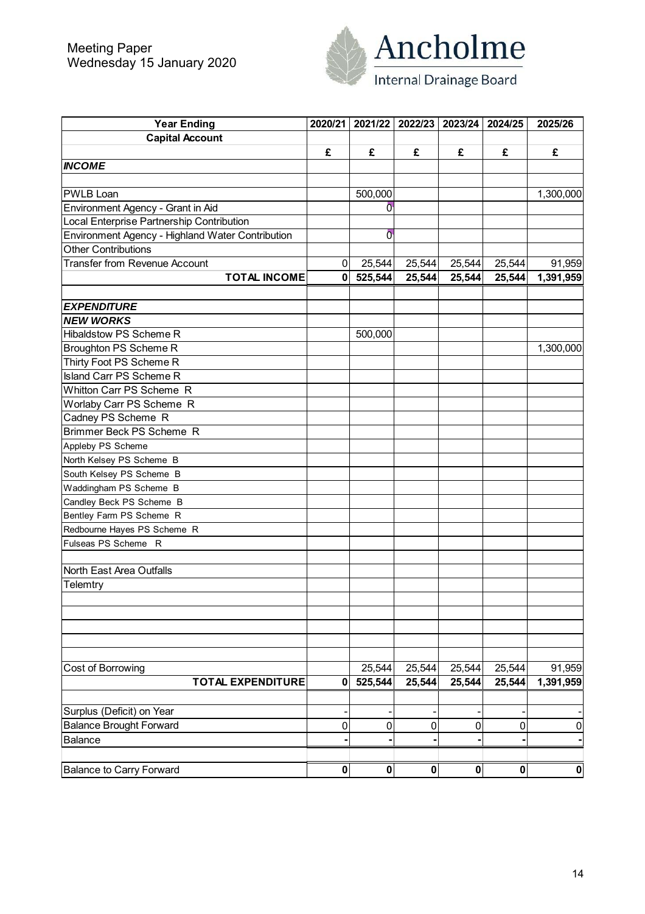Meeting Paper
Wednesday 15 January 2020

Ancholme
Internal Drainage Board

| Year Ending | 2020/21 | 2021/22 | 2022/23 | 2023/24 | 2024/25 | 2025/26 |
|---|---|---|---|---|---|---|
| **Capital Account** | | | | | | |
| | £ | £ | £ | £ | £ | £ |
| ***INCOME*** | | | | | | |
| | | | | | | |
| PWLB Loan | | 500,000 | | | | 1,300,000 |
| Environment Agency - Grant in Aid | | 0 | | | | |
| Local Enterprise Partnership Contribution | | | | | | |
| Environment Agency - Highland Water Contribution | | 0 | | | | |
| Other Contributions | | | | | | |
| Transfer from Revenue Account | 0 | 25,544 | 25,544 | 25,544 | 25,544 | 91,959 |
| **TOTAL INCOME** | **0** | **525,544** | **25,544** | **25,544** | **25,544** | **1,391,959** |
| | | | | | | |
| ***EXPENDITURE*** | | | | | | |
| ***NEW WORKS*** | | | | | | |
| Hibaldstow PS Scheme R | | 500,000 | | | | |
| Broughton PS Scheme R | | | | | | 1,300,000 |
| Thirty Foot PS Scheme R | | | | | | |
| Island Carr PS Scheme R | | | | | | |
| Whitton Carr PS Scheme R | | | | | | |
| Worlaby Carr PS Scheme R | | | | | | |
| Cadney PS Scheme R | | | | | | |
| Brimmer Beck PS Scheme R | | | | | | |
| Appleby PS Scheme | | | | | | |
| North Kelsey PS Scheme B | | | | | | |
| South Kelsey PS Scheme B | | | | | | |
| Waddingham PS Scheme B | | | | | | |
| Candley Beck PS Scheme B | | | | | | |
| Bentley Farm PS Scheme R | | | | | | |
| Redbourne Hayes PS Scheme R | | | | | | |
| Fulseas PS Scheme R | | | | | | |
| | | | | | | |
| North East Area Outfalls | | | | | | |
| Telemtry | | | | | | |
| | | | | | | |
| | | | | | | |
| | | | | | | |
| | | | | | | |
| | | | | | | |
| Cost of Borrowing | | 25,544 | 25,544 | 25,544 | 25,544 | 91,959 |
| **TOTAL EXPENDITURE** | **0** | **525,544** | **25,544** | **25,544** | **25,544** | **1,391,959** |
| | | | | | | |
| Surplus (Deficit) on Year | - | - | - | - | - | - |
| Balance Brought Forward | 0 | 0 | 0 | 0 | 0 | 0 |
| Balance | - | - | - | - | - | - |
| | | | | | | |
| Balance to Carry Forward | **0** | **0** | **0** | **0** | **0** | **0** |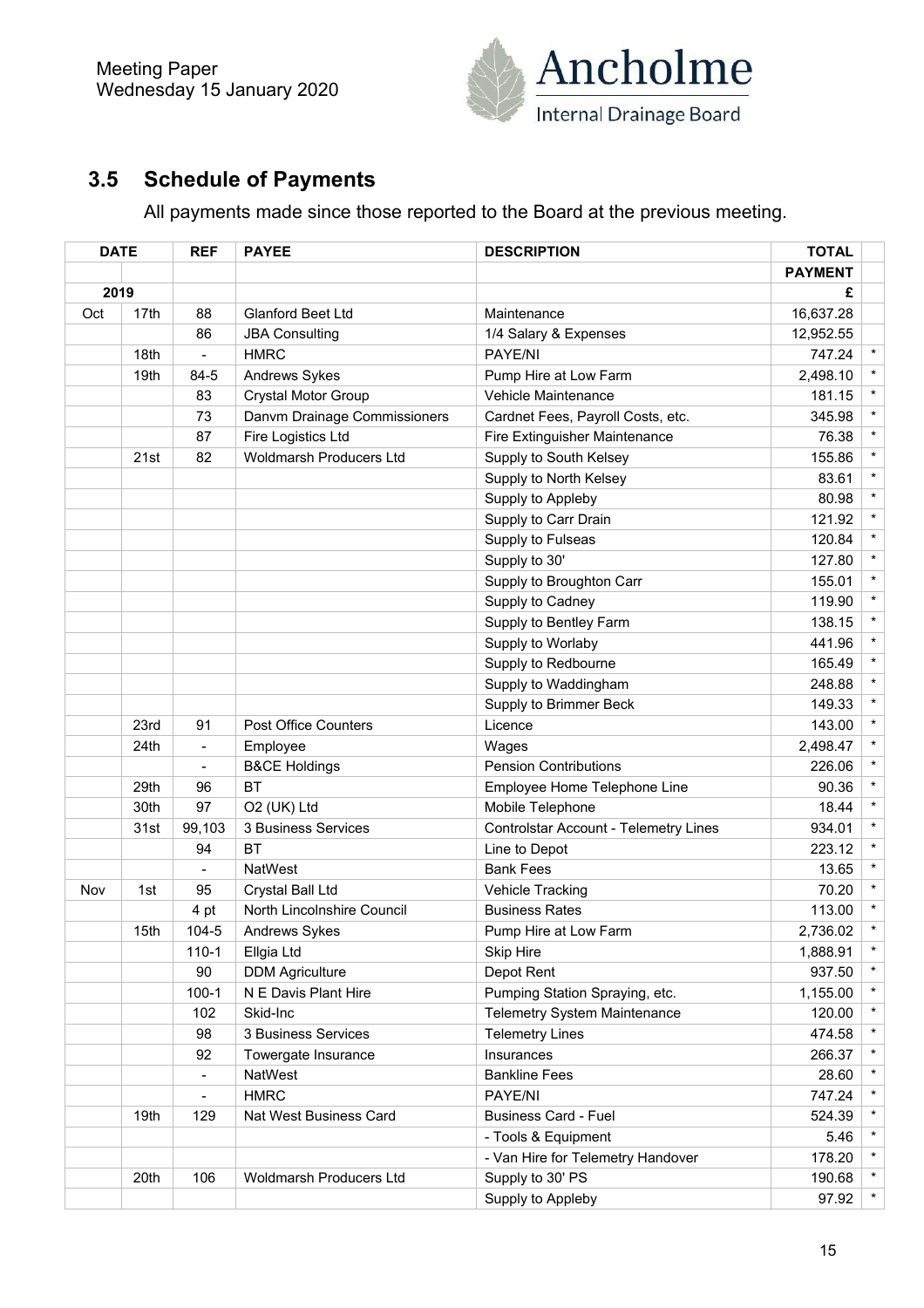Meeting Paper
Wednesday 15 January 2020

Ancholme
Internal Drainage Board

## 3.5 Schedule of Payments

All payments made since those reported to the Board at the previous meeting.

| DATE | | REF | PAYEE | DESCRIPTION | TOTAL | |
|---|---|---|---|---|---|---|
| | | | | | PAYMENT | |
| 2019 | | | | | £ | |
| Oct | 17th | 88 | Glanford Beet Ltd | Maintenance | 16,637.28 | |
| | | 86 | JBA Consulting | 1/4 Salary & Expenses | 12,952.55 | |
| | 18th | - | HMRC | PAYE/NI | 747.24 | * |
| | 19th | 84-5 | Andrews Sykes | Pump Hire at Low Farm | 2,498.10 | * |
| | | 83 | Crystal Motor Group | Vehicle Maintenance | 181.15 | * |
| | | 73 | Danvm Drainage Commissioners | Cardnet Fees, Payroll Costs, etc. | 345.98 | * |
| | | 87 | Fire Logistics Ltd | Fire Extinguisher Maintenance | 76.38 | * |
| | 21st | 82 | Woldmarsh Producers Ltd | Supply to South Kelsey | 155.86 | * |
| | | | | Supply to North Kelsey | 83.61 | * |
| | | | | Supply to Appleby | 80.98 | * |
| | | | | Supply to Carr Drain | 121.92 | * |
| | | | | Supply to Fulseas | 120.84 | * |
| | | | | Supply to 30' | 127.80 | * |
| | | | | Supply to Broughton Carr | 155.01 | * |
| | | | | Supply to Cadney | 119.90 | * |
| | | | | Supply to Bentley Farm | 138.15 | * |
| | | | | Supply to Worlaby | 441.96 | * |
| | | | | Supply to Redbourne | 165.49 | * |
| | | | | Supply to Waddingham | 248.88 | * |
| | | | | Supply to Brimmer Beck | 149.33 | * |
| | 23rd | 91 | Post Office Counters | Licence | 143.00 | * |
| | 24th | - | Employee | Wages | 2,498.47 | * |
| | | - | B&CE Holdings | Pension Contributions | 226.06 | * |
| | 29th | 96 | BT | Employee Home Telephone Line | 90.36 | * |
| | 30th | 97 | O2 (UK) Ltd | Mobile Telephone | 18.44 | * |
| | 31st | 99,103 | 3 Business Services | Controlstar Account - Telemetry Lines | 934.01 | * |
| | | 94 | BT | Line to Depot | 223.12 | * |
| | | - | NatWest | Bank Fees | 13.65 | * |
| Nov | 1st | 95 | Crystal Ball Ltd | Vehicle Tracking | 70.20 | * |
| | | 4 pt | North Lincolnshire Council | Business Rates | 113.00 | * |
| | 15th | 104-5 | Andrews Sykes | Pump Hire at Low Farm | 2,736.02 | * |
| | | 110-1 | Ellgia Ltd | Skip Hire | 1,888.91 | * |
| | | 90 | DDM Agriculture | Depot Rent | 937.50 | * |
| | | 100-1 | N E Davis Plant Hire | Pumping Station Spraying, etc. | 1,155.00 | * |
| | | 102 | Skid-Inc | Telemetry System Maintenance | 120.00 | * |
| | | 98 | 3 Business Services | Telemetry Lines | 474.58 | * |
| | | 92 | Towergate Insurance | Insurances | 266.37 | * |
| | | - | NatWest | Bankline Fees | 28.60 | * |
| | | - | HMRC | PAYE/NI | 747.24 | * |
| | 19th | 129 | Nat West Business Card | Business Card - Fuel | 524.39 | * |
| | | | | - Tools & Equipment | 5.46 | * |
| | | | | - Van Hire for Telemetry Handover | 178.20 | * |
| | 20th | 106 | Woldmarsh Producers Ltd | Supply to 30' PS | 190.68 | * |
| | | | | Supply to Appleby | 97.92 | * |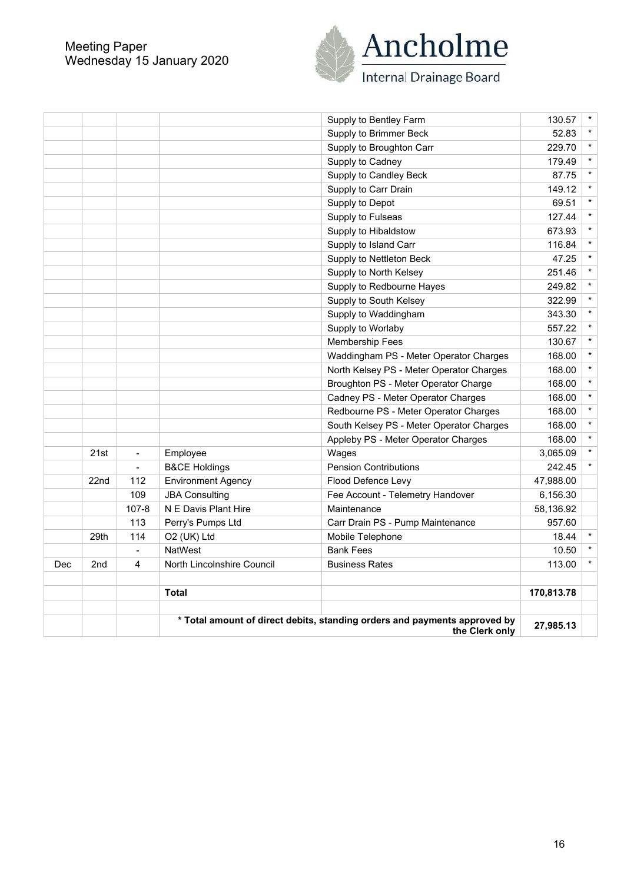Meeting Paper
Wednesday 15 January 2020

|  |  |  |  | Supply to Bentley Farm | 130.57 | * |
|---|---|---|---|---|---|---|
|  |  |  |  | Supply to Brimmer Beck | 52.83 | * |
|  |  |  |  | Supply to Broughton Carr | 229.70 | * |
|  |  |  |  | Supply to Cadney | 179.49 | * |
|  |  |  |  | Supply to Candley Beck | 87.75 | * |
|  |  |  |  | Supply to Carr Drain | 149.12 | * |
|  |  |  |  | Supply to Depot | 69.51 | * |
|  |  |  |  | Supply to Fulseas | 127.44 | * |
|  |  |  |  | Supply to Hibaldstow | 673.93 | * |
|  |  |  |  | Supply to Island Carr | 116.84 | * |
|  |  |  |  | Supply to Nettleton Beck | 47.25 | * |
|  |  |  |  | Supply to North Kelsey | 251.46 | * |
|  |  |  |  | Supply to Redbourne Hayes | 249.82 | * |
|  |  |  |  | Supply to South Kelsey | 322.99 | * |
|  |  |  |  | Supply to Waddingham | 343.30 | * |
|  |  |  |  | Supply to Worlaby | 557.22 | * |
|  |  |  |  | Membership Fees | 130.67 | * |
|  |  |  |  | Waddingham PS - Meter Operator Charges | 168.00 | * |
|  |  |  |  | North Kelsey PS - Meter Operator Charges | 168.00 | * |
|  |  |  |  | Broughton PS - Meter Operator Charge | 168.00 | * |
|  |  |  |  | Cadney PS - Meter Operator Charges | 168.00 | * |
|  |  |  |  | Redbourne PS - Meter Operator Charges | 168.00 | * |
|  |  |  |  | South Kelsey PS - Meter Operator Charges | 168.00 | * |
|  |  |  |  | Appleby PS - Meter Operator Charges | 168.00 | * |
|  | 21st | - | Employee | Wages | 3,065.09 | * |
|  |  | - | B&CE Holdings | Pension Contributions | 242.45 | * |
|  | 22nd | 112 | Environment Agency | Flood Defence Levy | 47,988.00 |  |
|  |  | 109 | JBA Consulting | Fee Account - Telemetry Handover | 6,156.30 |  |
|  |  | 107-8 | N E Davis Plant Hire | Maintenance | 58,136.92 |  |
|  |  | 113 | Perry's Pumps Ltd | Carr Drain PS - Pump Maintenance | 957.60 |  |
|  | 29th | 114 | O2 (UK) Ltd | Mobile Telephone | 18.44 | * |
|  |  | - | NatWest | Bank Fees | 10.50 | * |
| Dec | 2nd | 4 | North Lincolnshire Council | Business Rates | 113.00 | * |
|  |  |  |  |  |  |  |
|  |  |  | **Total** |  | **170,813.78** |  |
|  |  |  |  |  |  |  |
|  |  |  | **\* Total amount of direct debits, standing orders and payments approved by the Clerk only** |  | **27,985.13** |  |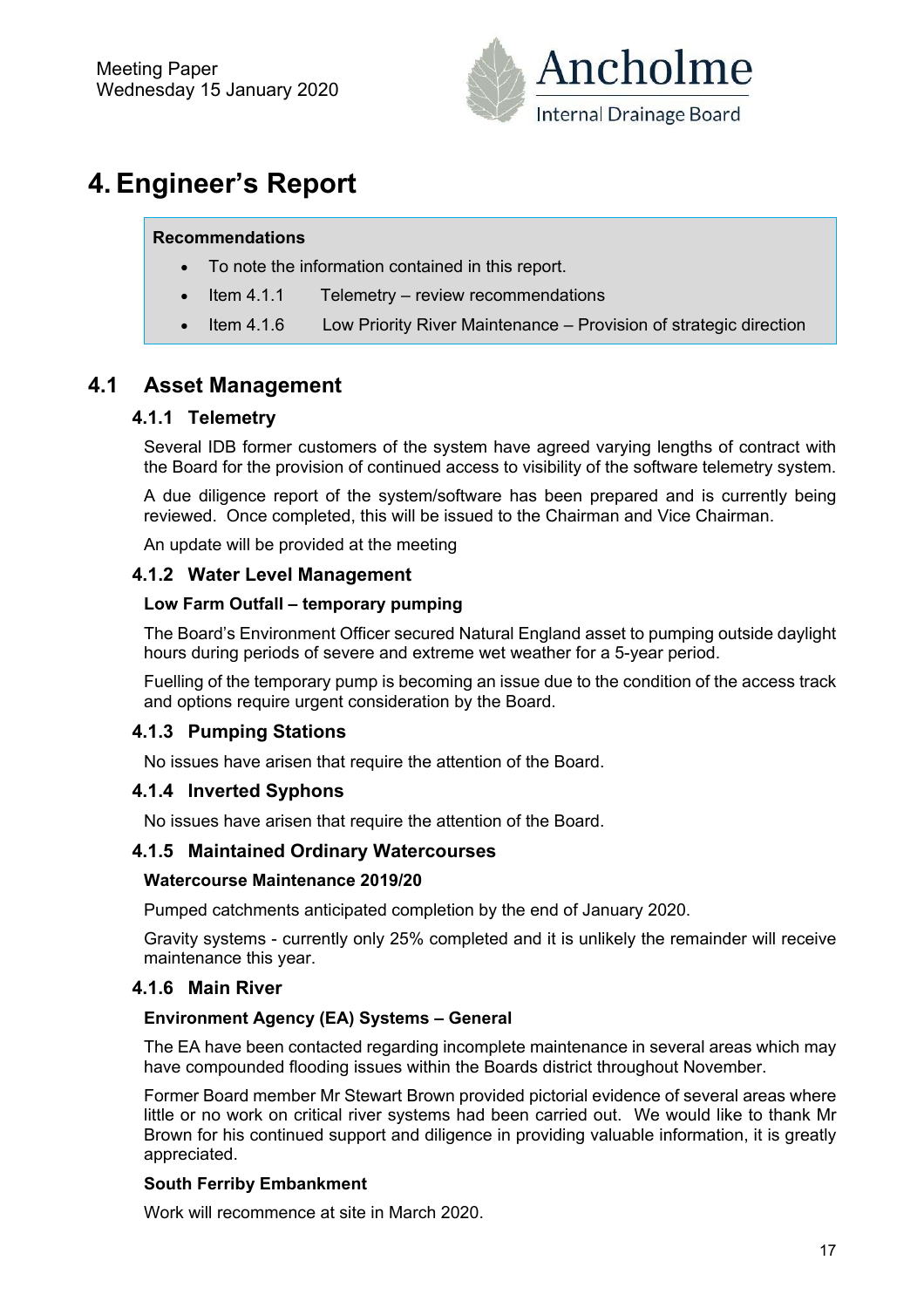Meeting Paper
Wednesday 15 January 2020

# 4. Engineer's Report

**Recommendations**

- To note the information contained in this report.
- Item 4.1.1 Telemetry – review recommendations
- Item 4.1.6 Low Priority River Maintenance – Provision of strategic direction

## 4.1 Asset Management

### 4.1.1 Telemetry

Several IDB former customers of the system have agreed varying lengths of contract with the Board for the provision of continued access to visibility of the software telemetry system.

A due diligence report of the system/software has been prepared and is currently being reviewed. Once completed, this will be issued to the Chairman and Vice Chairman.

An update will be provided at the meeting

### 4.1.2 Water Level Management

**Low Farm Outfall – temporary pumping**

The Board's Environment Officer secured Natural England asset to pumping outside daylight hours during periods of severe and extreme wet weather for a 5-year period.

Fuelling of the temporary pump is becoming an issue due to the condition of the access track and options require urgent consideration by the Board.

### 4.1.3 Pumping Stations

No issues have arisen that require the attention of the Board.

### 4.1.4 Inverted Syphons

No issues have arisen that require the attention of the Board.

### 4.1.5 Maintained Ordinary Watercourses

**Watercourse Maintenance 2019/20**

Pumped catchments anticipated completion by the end of January 2020.

Gravity systems - currently only 25% completed and it is unlikely the remainder will receive maintenance this year.

### 4.1.6 Main River

**Environment Agency (EA) Systems – General**

The EA have been contacted regarding incomplete maintenance in several areas which may have compounded flooding issues within the Boards district throughout November.

Former Board member Mr Stewart Brown provided pictorial evidence of several areas where little or no work on critical river systems had been carried out. We would like to thank Mr Brown for his continued support and diligence in providing valuable information, it is greatly appreciated.

**South Ferriby Embankment**

Work will recommence at site in March 2020.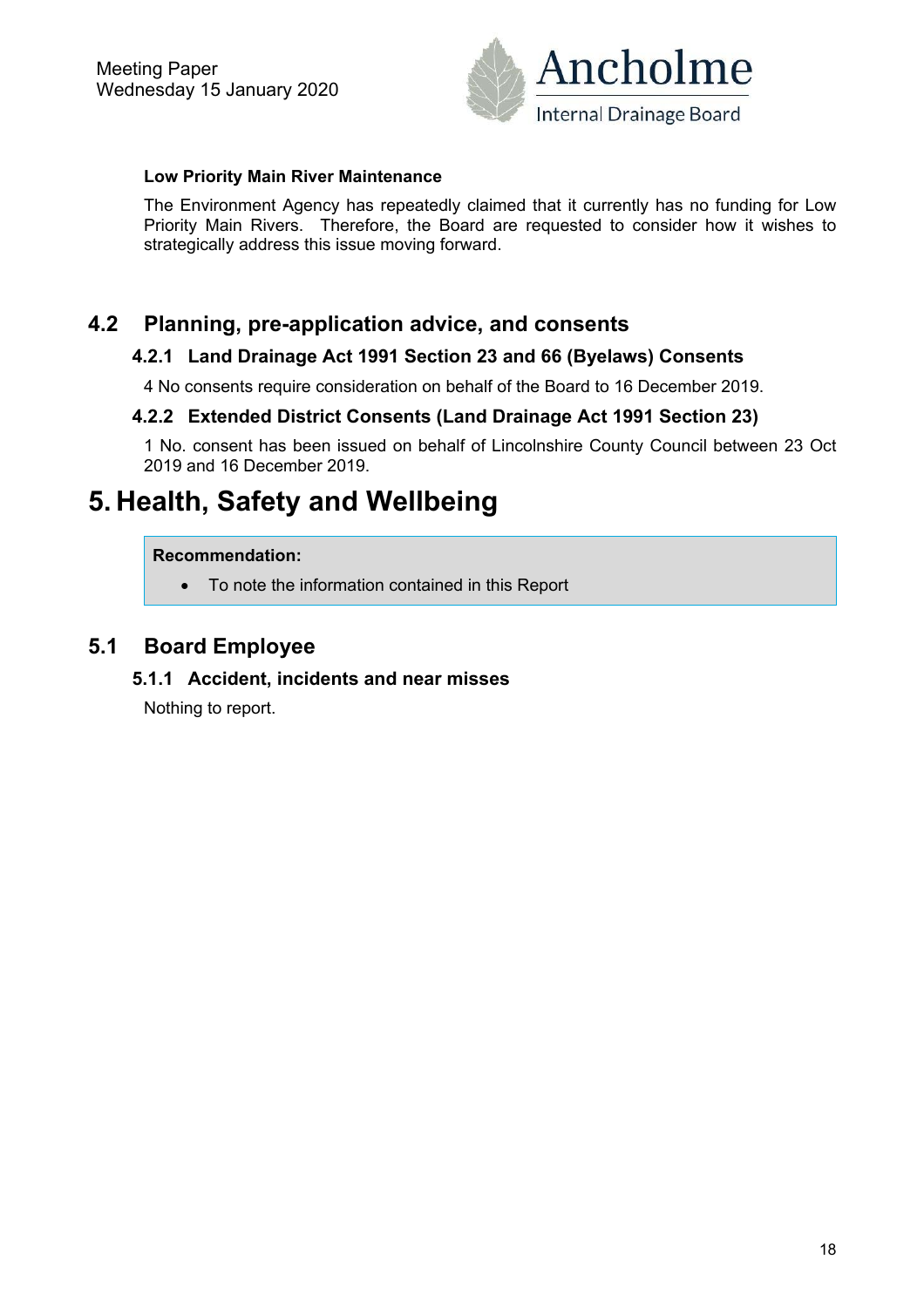**Low Priority Main River Maintenance**

The Environment Agency has repeatedly claimed that it currently has no funding for Low Priority Main Rivers. Therefore, the Board are requested to consider how it wishes to strategically address this issue moving forward.

## 4.2 Planning, pre-application advice, and consents

### 4.2.1 Land Drainage Act 1991 Section 23 and 66 (Byelaws) Consents

4 No consents require consideration on behalf of the Board to 16 December 2019.

### 4.2.2 Extended District Consents (Land Drainage Act 1991 Section 23)

1 No. consent has been issued on behalf of Lincolnshire County Council between 23 Oct 2019 and 16 December 2019.

# 5. Health, Safety and Wellbeing

**Recommendation:**

- To note the information contained in this Report

## 5.1 Board Employee

### 5.1.1 Accident, incidents and near misses

Nothing to report.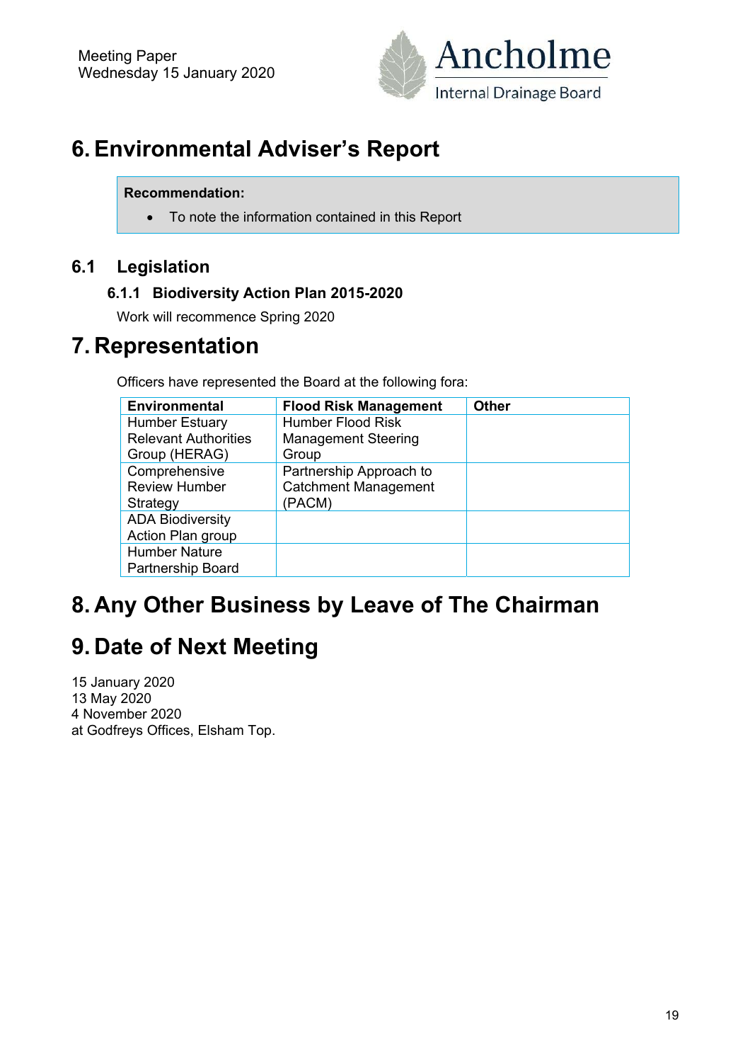# 6. Environmental Adviser's Report

**Recommendation:**

- To note the information contained in this Report

## 6.1 Legislation

### 6.1.1 Biodiversity Action Plan 2015-2020

Work will recommence Spring 2020

# 7. Representation

Officers have represented the Board at the following fora:

| Environmental | Flood Risk Management | Other |
|---|---|---|
| Humber Estuary Relevant Authorities Group (HERAG) | Humber Flood Risk Management Steering Group | |
| Comprehensive Review Humber Strategy | Partnership Approach to Catchment Management (PACM) | |
| ADA Biodiversity Action Plan group | | |
| Humber Nature Partnership Board | | |

# 8. Any Other Business by Leave of The Chairman

# 9. Date of Next Meeting

15 January 2020
13 May 2020
4 November 2020
at Godfreys Offices, Elsham Top.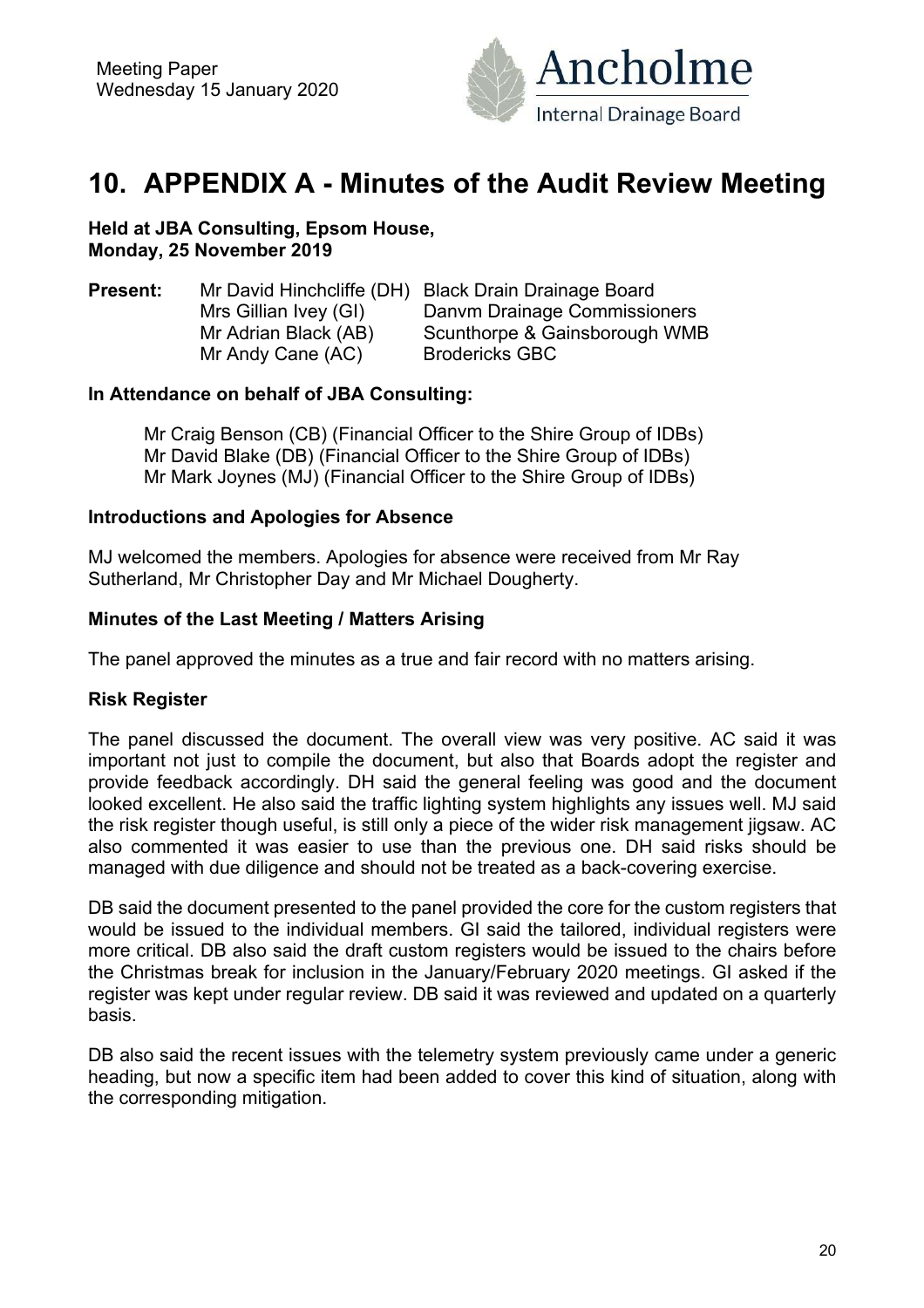# 10. APPENDIX A - Minutes of the Audit Review Meeting

**Held at JBA Consulting, Epsom House,**
**Monday, 25 November 2019**

| **Present:** | | |
|---|---|---|
| | Mr David Hinchcliffe (DH) | Black Drain Drainage Board |
| | Mrs Gillian Ivey (GI) | Danvm Drainage Commissioners |
| | Mr Adrian Black (AB) | Scunthorpe & Gainsborough WMB |
| | Mr Andy Cane (AC) | Brodericks GBC |

**In Attendance on behalf of JBA Consulting:**

Mr Craig Benson (CB) (Financial Officer to the Shire Group of IDBs)
Mr David Blake (DB) (Financial Officer to the Shire Group of IDBs)
Mr Mark Joynes (MJ) (Financial Officer to the Shire Group of IDBs)

**Introductions and Apologies for Absence**

MJ welcomed the members. Apologies for absence were received from Mr Ray Sutherland, Mr Christopher Day and Mr Michael Dougherty.

**Minutes of the Last Meeting / Matters Arising**

The panel approved the minutes as a true and fair record with no matters arising.

**Risk Register**

The panel discussed the document. The overall view was very positive. AC said it was important not just to compile the document, but also that Boards adopt the register and provide feedback accordingly. DH said the general feeling was good and the document looked excellent. He also said the traffic lighting system highlights any issues well. MJ said the risk register though useful, is still only a piece of the wider risk management jigsaw. AC also commented it was easier to use than the previous one. DH said risks should be managed with due diligence and should not be treated as a back-covering exercise.

DB said the document presented to the panel provided the core for the custom registers that would be issued to the individual members. GI said the tailored, individual registers were more critical. DB also said the draft custom registers would be issued to the chairs before the Christmas break for inclusion in the January/February 2020 meetings. GI asked if the register was kept under regular review. DB said it was reviewed and updated on a quarterly basis.

DB also said the recent issues with the telemetry system previously came under a generic heading, but now a specific item had been added to cover this kind of situation, along with the corresponding mitigation.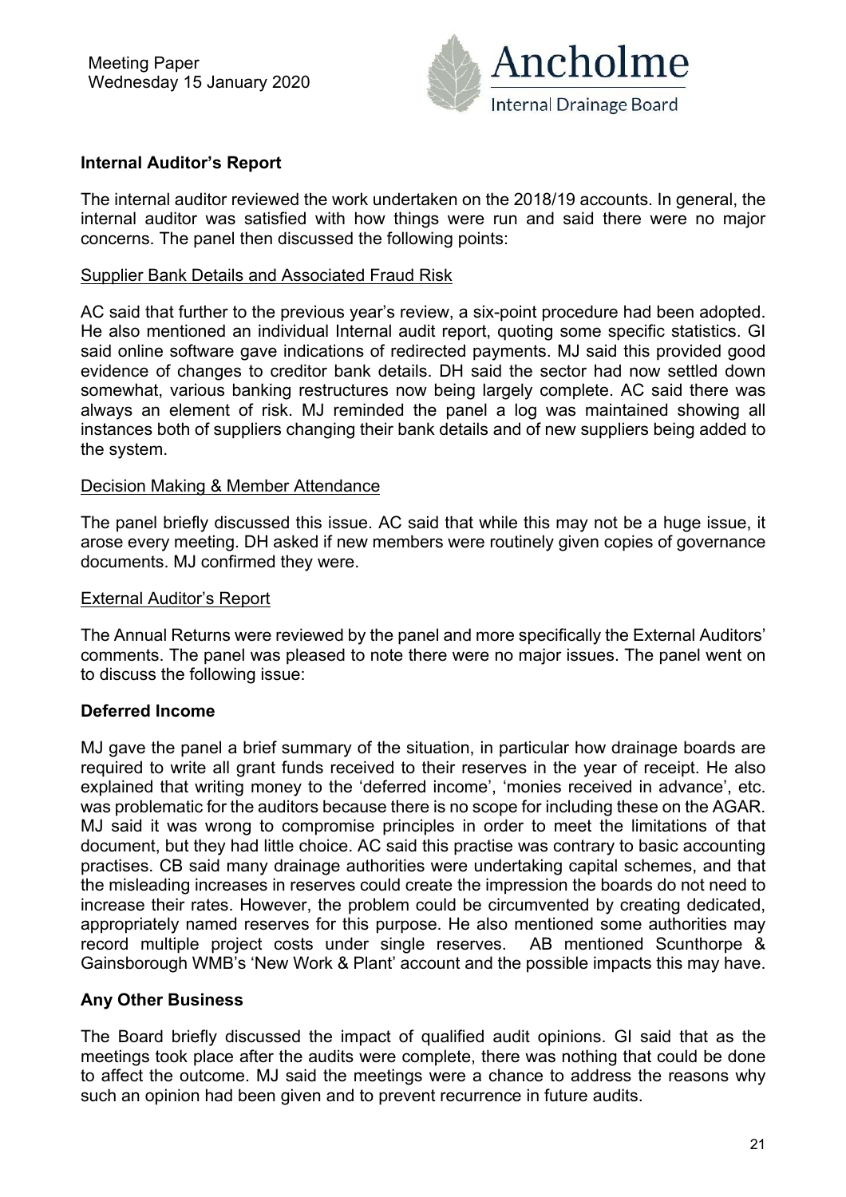Meeting Paper
Wednesday 15 January 2020

## Internal Auditor's Report

The internal auditor reviewed the work undertaken on the 2018/19 accounts. In general, the internal auditor was satisfied with how things were run and said there were no major concerns. The panel then discussed the following points:

### Supplier Bank Details and Associated Fraud Risk

AC said that further to the previous year's review, a six-point procedure had been adopted. He also mentioned an individual Internal audit report, quoting some specific statistics. GI said online software gave indications of redirected payments. MJ said this provided good evidence of changes to creditor bank details. DH said the sector had now settled down somewhat, various banking restructures now being largely complete. AC said there was always an element of risk. MJ reminded the panel a log was maintained showing all instances both of suppliers changing their bank details and of new suppliers being added to the system.

### Decision Making & Member Attendance

The panel briefly discussed this issue. AC said that while this may not be a huge issue, it arose every meeting. DH asked if new members were routinely given copies of governance documents. MJ confirmed they were.

### External Auditor's Report

The Annual Returns were reviewed by the panel and more specifically the External Auditors' comments. The panel was pleased to note there were no major issues. The panel went on to discuss the following issue:

## Deferred Income

MJ gave the panel a brief summary of the situation, in particular how drainage boards are required to write all grant funds received to their reserves in the year of receipt. He also explained that writing money to the 'deferred income', 'monies received in advance', etc. was problematic for the auditors because there is no scope for including these on the AGAR. MJ said it was wrong to compromise principles in order to meet the limitations of that document, but they had little choice. AC said this practise was contrary to basic accounting practises. CB said many drainage authorities were undertaking capital schemes, and that the misleading increases in reserves could create the impression the boards do not need to increase their rates. However, the problem could be circumvented by creating dedicated, appropriately named reserves for this purpose. He also mentioned some authorities may record multiple project costs under single reserves. AB mentioned Scunthorpe & Gainsborough WMB's 'New Work & Plant' account and the possible impacts this may have.

## Any Other Business

The Board briefly discussed the impact of qualified audit opinions. GI said that as the meetings took place after the audits were complete, there was nothing that could be done to affect the outcome. MJ said the meetings were a chance to address the reasons why such an opinion had been given and to prevent recurrence in future audits.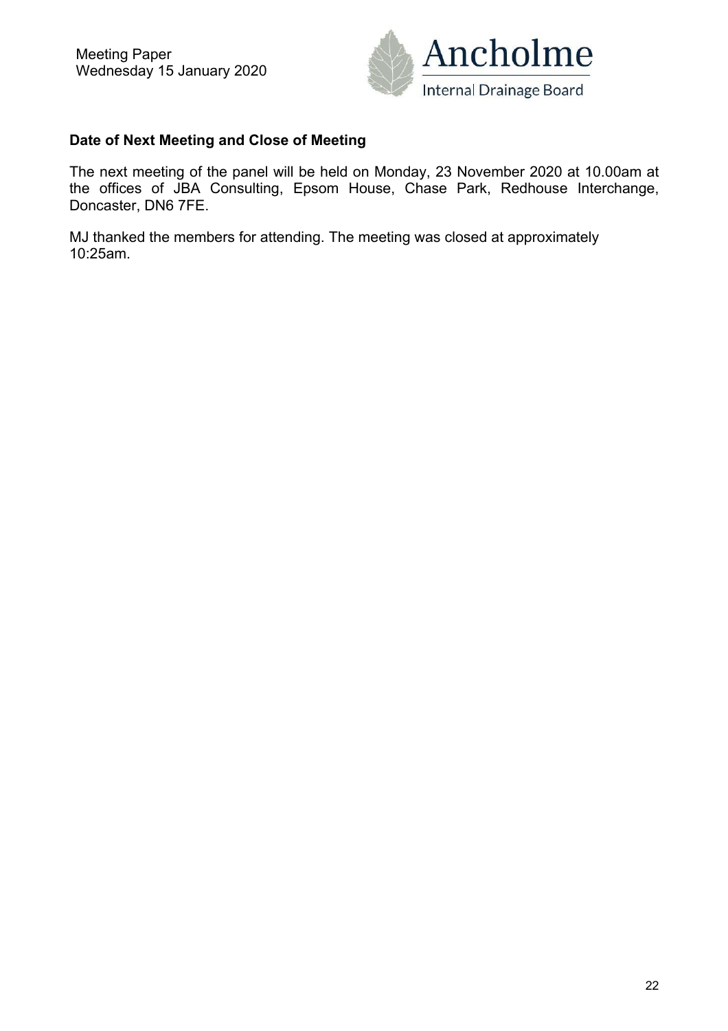**Date of Next Meeting and Close of Meeting**

The next meeting of the panel will be held on Monday, 23 November 2020 at 10.00am at the offices of JBA Consulting, Epsom House, Chase Park, Redhouse Interchange, Doncaster, DN6 7FE.

MJ thanked the members for attending. The meeting was closed at approximately 10:25am.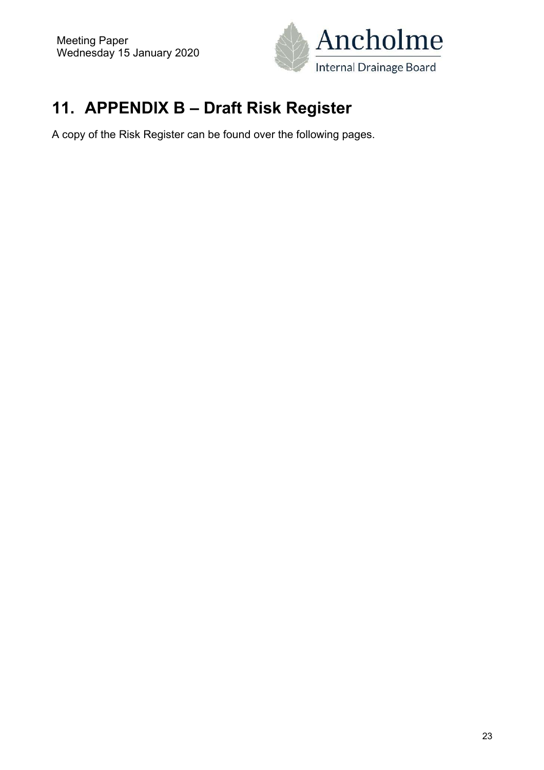# 11. APPENDIX B – Draft Risk Register

A copy of the Risk Register can be found over the following pages.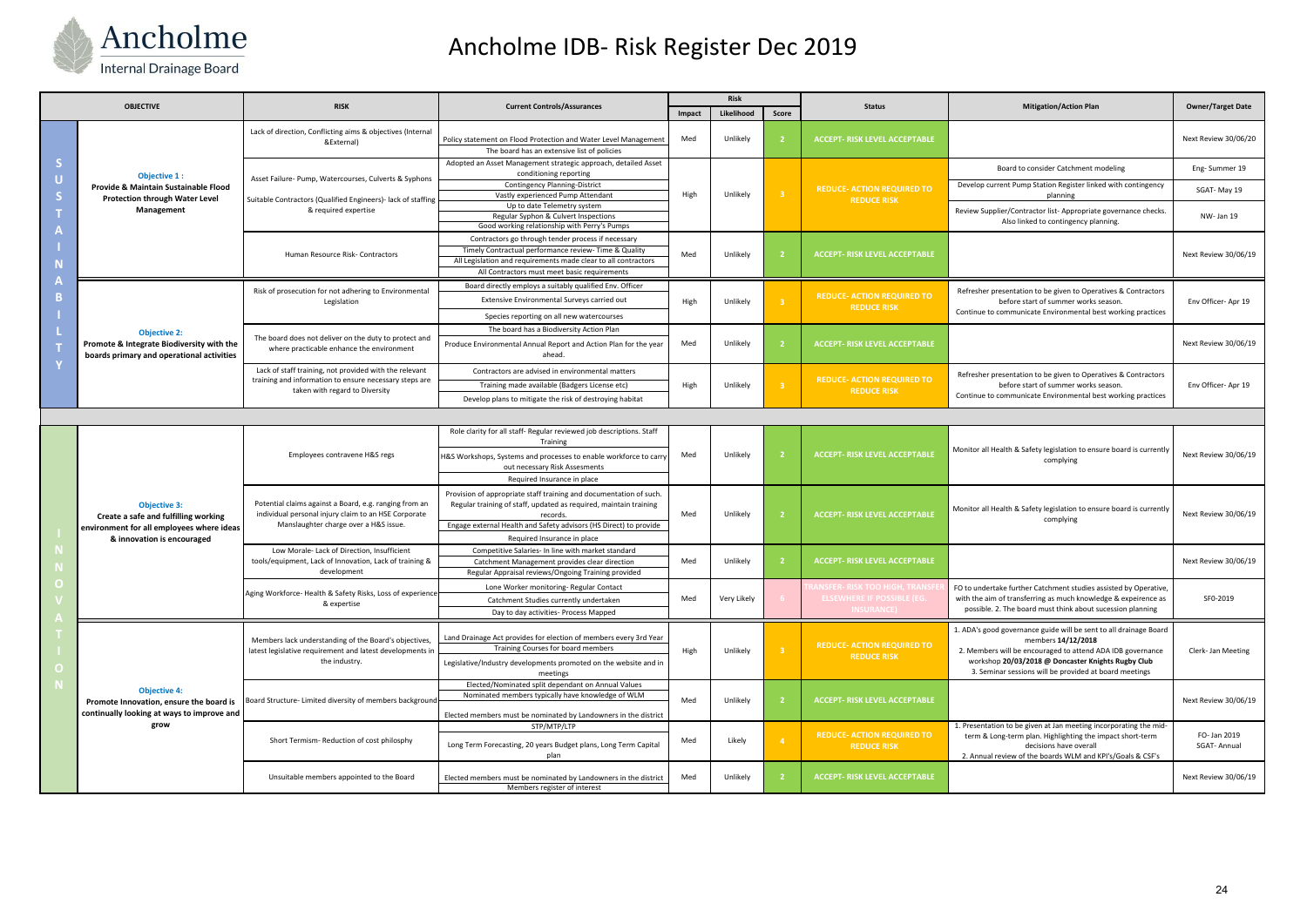# Ancholme IDB- Risk Register Dec 2019

| | OBJECTIVE | RISK | Current Controls/Assurances | Risk Impact | Risk Likelihood | Risk Score | Status | Mitigation/Action Plan | Owner/Target Date |
|---|---|---|---|---|---|---|---|---|---|
| SUSTAINABILITY | Objective 1 : Provide & Maintain Sustainable Flood Protection through Water Level Management | Lack of direction, Conflicting aims & objectives (Internal &External) | Policy statement on Flood Protection and Water Level Management; The board has an extensive list of policies | Med | Unlikely | 2 | ACCEPT- RISK LEVEL ACCEPTABLE | | Next Review 30/06/20 |
| | | Asset Failure- Pump, Watercourses, Culverts & Syphons; Suitable Contractors (Qualified Engineers)- lack of staffing & required expertise | Adopted an Asset Management strategic approach, detailed Asset conditioning reporting; Contingency Planning-District; Vastly experienced Pump Attendant; Up to date Telemetry system; Regular Syphon & Culvert Inspections; Good working relationship with Perry's Pumps | High | Unlikely | 3 | REDUCE- ACTION REQUIRED TO REDUCE RISK | Board to consider Catchment modeling | Eng- Summer 19 |
| | | | | | | | | Develop current Pump Station Register linked with contingency planning | SGAT- May 19 |
| | | | | | | | | Review Supplier/Contractor list- Appropriate governance checks. Also linked to contingency planning. | NW- Jan 19 |
| | | Human Resource Risk- Contractors | Contractors go through tender process if necessary; Timely Contractual performance review- Time & Quality; All Legislation and requirements made clear to all contractors; All Contractors must meet basic requirements | Med | Unlikely | 2 | ACCEPT- RISK LEVEL ACCEPTABLE | | Next Review 30/06/19 |
| | Objective 2: Promote & Integrate Biodiversity with the boards primary and operational activities | Risk of prosecution for not adhering to Environmental Legislation | Board directly employs a suitably qualified Env. Officer; Extensive Environmental Surveys carried out; Species reporting on all new watercourses | High | Unlikely | 3 | REDUCE- ACTION REQUIRED TO REDUCE RISK | Refresher presentation to be given to Operatives & Contractors before start of summer works season. Continue to communicate Environmental best working practices | Env Officer- Apr 19 |
| | | The board does not deliver on the duty to protect and where practicable enhance the environment | The board has a Biodiversity Action Plan; Produce Environmental Annual Report and Action Plan for the year ahead. | Med | Unlikely | 2 | ACCEPT- RISK LEVEL ACCEPTABLE | | Next Review 30/06/19 |
| | | Lack of staff training, not provided with the relevant training and information to ensure necessary steps are taken with regard to Diversity | Contractors are advised in environmental matters; Training made available (Badgers License etc); Develop plans to mitigate the risk of destroying habitat | High | Unlikely | 3 | REDUCE- ACTION REQUIRED TO REDUCE RISK | Refresher presentation to be given to Operatives & Contractors before start of summer works season. Continue to communicate Environmental best working practices | Env Officer- Apr 19 |
| INNOVATION | Objective 3: Create a safe and fulfilling working environment for all employees where ideas & innovation is encouraged | Employees contravene H&S regs | Role clarity for all staff- Regular reviewed job descriptions. Staff Training; H&S Workshops, Systems and processes to enable workforce to carry out necessary Risk Assesments; Required Insurance in place | Med | Unlikely | 2 | ACCEPT- RISK LEVEL ACCEPTABLE | Monitor all Health & Safety legislation to ensure board is currently complying | Next Review 30/06/19 |
| | | Potential claims against a Board, e.g. ranging from an individual personal injury claim to an HSE Corporate Manslaughter charge over a H&S issue. | Provision of appropriate staff training and documentation of such. Regular training of staff, updated as required, maintain training records.; Engage external Health and Safety advisors (HS Direct) to provide; Required Insurance in place | Med | Unlikely | 2 | ACCEPT- RISK LEVEL ACCEPTABLE | Monitor all Health & Safety legislation to ensure board is currently complying | Next Review 30/06/19 |
| | | Low Morale- Lack of Direction, Insufficient tools/equipment, Lack of Innovation, Lack of training & development | Competitive Salaries- In line with market standard; Catchment Management provides clear direction; Regular Appraisal reviews/Ongoing Training provided | Med | Unlikely | 2 | ACCEPT- RISK LEVEL ACCEPTABLE | | Next Review 30/06/19 |
| | | Aging Workforce- Health & Safety Risks, Loss of experience & expertise | Lone Worker monitoring- Regular Contact; Catchment Studies currently undertaken; Day to day activities- Process Mapped | Med | Very Likely | 6 | TRANSFER- RISK TOO HIGH, TRANSFER ELSEWHERE IF POSSIBLE (EG. INSURANCE) | FO to undertake further Catchment studies assisted by Operative, with the aim of transferring as much knowledge & expeirence as possible. 2. The board must think about sucession planning | SF0-2019 |
| | Objective 4: Promote Innovation, ensure the board is continually looking at ways to improve and grow | Members lack understanding of the Board's objectives, latest legislative requirement and latest developments in the industry. | Land Drainage Act provides for election of members every 3rd Year; Training Courses for board members; Legislative/Industry developments promoted on the website and in meetings | High | Unlikely | 3 | REDUCE- ACTION REQUIRED TO REDUCE RISK | 1. ADA's good governance guide will be sent to all drainage Board members **14/12/2018** 2. Members will be encouraged to attend ADA IDB governance workshop **20/03/2018 @ Doncaster Knights Rugby Club** 3. Seminar sessions will be provided at board meetings | Clerk- Jan Meeting |
| | | Board Structure- Limited diversity of members background | Elected/Nominated split dependant on Annual Values; Nominated members typically have knowledge of WLM; Elected members must be nominated by Landowners in the district | Med | Unlikely | 2 | ACCEPT- RISK LEVEL ACCEPTABLE | | Next Review 30/06/19 |
| | | Short Termism- Reduction of cost philosphy | STP/MTP/LTP; Long Term Forecasting, 20 years Budget plans, Long Term Capital plan | Med | Likely | 4 | REDUCE- ACTION REQUIRED TO REDUCE RISK | 1. Presentation to be given at Jan meeting incorporating the mid-term & Long-term plan. Highlighting the impact short-term decisions have overall 2. Annual review of the boards WLM and KPI's/Goals & CSF's | FO- Jan 2019 SGAT- Annual |
| | | Unsuitable members appointed to the Board | Elected members must be nominated by Landowners in the district; Members register of interest | Med | Unlikely | 2 | ACCEPT- RISK LEVEL ACCEPTABLE | | Next Review 30/06/19 |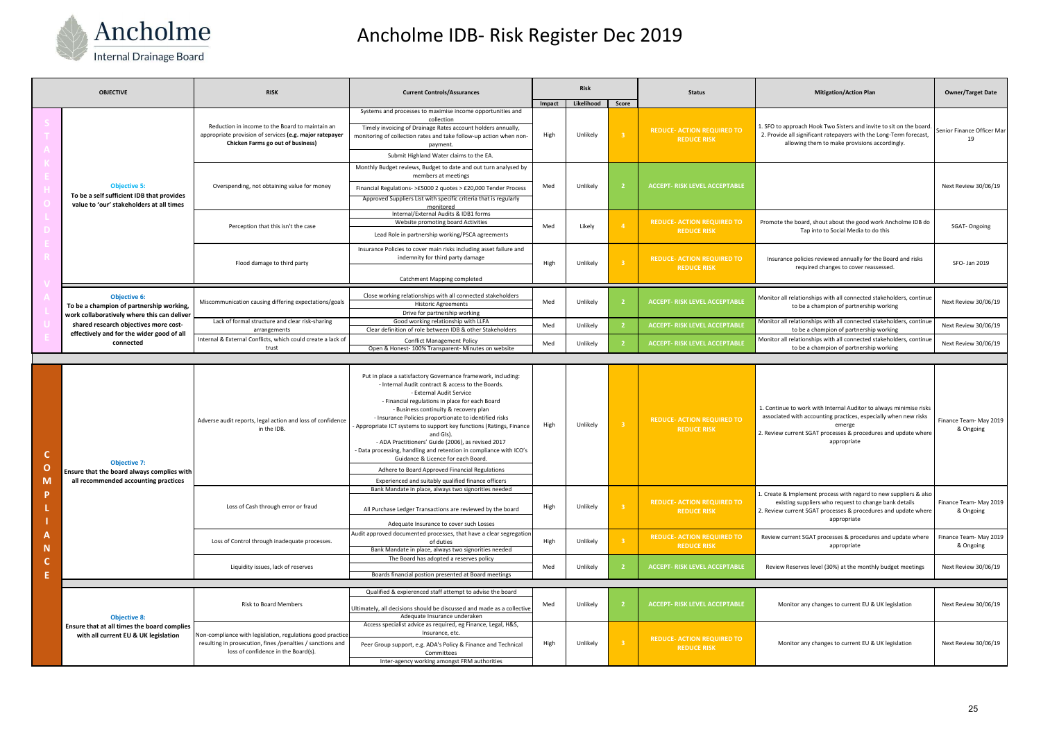# Ancholme IDB- Risk Register Dec 2019

| | OBJECTIVE | RISK | Current Controls/Assurances | Risk | | | Status | Mitigation/Action Plan | Owner/Target Date |
|---|---|---|---|---|---|---|---|---|---|
| | | | | Impact | Likelihood | Score | | | |
| STAKEHOLDER VALUE | **Objective 5:** To be a self sufficient IDB that provides value to 'our' stakeholders at all times | Reduction in income to the Board to maintain an appropriate provision of services **(e.g. major ratepayer Chicken Farms go out of business)** | Systems and processes to maximise income opportunities and collection<br>Timely invoicing of Drainage Rates account holders annually, monitoring of collection rates and take follow-up action when non-payment.<br>Submit Highland Water claims to the EA. | High | Unlikely | 3 | REDUCE- ACTION REQUIRED TO REDUCE RISK | 1. SFO to approach Hook Two Sisters and invite to sit on the board.<br>2. Provide all significant ratepayers with the Long-Term forecast, allowing them to make provisions accordingly. | Senior Finance Officer Mar 19 |
| | | Overspending, not obtaining value for money | Monthly Budget reviews, Budget to date and out turn analysed by members at meetings<br>Financial Regulations- >£5000 2 quotes > £20,000 Tender Process<br>Approved Suppliers List with specific criteria that is regularly monitored | Med | Unlikely | 2 | ACCEPT- RISK LEVEL ACCEPTABLE | | Next Review 30/06/19 |
| | | Perception that this isn't the case | Internal/External Audits & IDB1 forms<br>Website promoting board Activities<br>Lead Role in partnership working/PSCA agreements | Med | Likely | 4 | REDUCE- ACTION REQUIRED TO REDUCE RISK | Promote the board, shout about the good work Ancholme IDB do<br>Tap into to Social Media to do this | SGAT- Ongoing |
| | | Flood damage to third party | Insurance Policies to cover main risks including asset failure and indemnity for third party damage<br>Catchment Mapping completed | High | Unlikely | 3 | REDUCE- ACTION REQUIRED TO REDUCE RISK | Insurance policies reviewed annually for the Board and risks required changes to cover reassessed. | SFO- Jan 2019 |
| | **Objective 6:** To be a champion of partnership working, work collaboratively where this can deliver shared research objectives more cost-effectively and for the wider good of all connected | Miscommunication causing differing expectations/goals | Close working relationships with all connected stakeholders<br>Historic Agreements<br>Drive for partnership working | Med | Unlikely | 2 | ACCEPT- RISK LEVEL ACCEPTABLE | Monitor all relationships with all connected stakeholders, continue to be a champion of partnership working | Next Review 30/06/19 |
| | | Lack of formal structure and clear risk-sharing arrangements | Good working relationship with LLFA<br>Clear definition of role between IDB & other Stakeholders | Med | Unlikely | 2 | ACCEPT- RISK LEVEL ACCEPTABLE | Monitor all relationships with all connected stakeholders, continue to be a champion of partnership working | Next Review 30/06/19 |
| | | Internal & External Conflicts, which could create a lack of trust | Conflict Management Policy<br>Open & Honest- 100% Transparent- Minutes on website | Med | Unlikely | 2 | ACCEPT- RISK LEVEL ACCEPTABLE | Monitor all relationships with all connected stakeholders, continue to be a champion of partnership working | Next Review 30/06/19 |
| COMPLIANCE | **Objective 7:** Ensure that the board always complies with all recommended accounting practices | Adverse audit reports, legal action and loss of confidence in the IDB. | Put in place a satisfactory Governance framework, including:<br>- Internal Audit contract & access to the Boards.<br>- External Audit Service<br>- Financial regulations in place for each Board<br>- Business continuity & recovery plan<br>- Insurance Policies proportionate to identified risks<br>- Appropriate ICT systems to support key functions (Ratings, Finance and GIs).<br>- ADA Practitioners' Guide (2006), as revised 2017<br>- Data processing, handling and retention in compliance with ICO's Guidance & Licence for each Board.<br>Adhere to Board Approved Financial Regulations<br>Experienced and suitably qualified finance officers | High | Unlikely | 3 | REDUCE- ACTION REQUIRED TO REDUCE RISK | 1. Continue to work with Internal Auditor to always minimise risks associated with accounting practices, especially when new risks emerge<br>2. Review current SGAT processes & procedures and update where appropriate | Finance Team- May 2019 & Ongoing |
| | | Loss of Cash through error or fraud | Bank Mandate in place, always two signitories needed<br>All Purchase Ledger Transactions are reviewed by the board<br>Adequate Insurance to cover such Losses | High | Unlikely | 3 | REDUCE- ACTION REQUIRED TO REDUCE RISK | 1. Create & Implement process with regard to new suppliers & also existing suppliers who request to change bank details<br>2. Review current SGAT processes & procedures and update where appropriate | Finance Team- May 2019 & Ongoing |
| | | Loss of Control through inadequate processes. | Audit approved documented processes, that have a clear segregation of duties<br>Bank Mandate in place, always two signitories needed | High | Unlikely | 3 | REDUCE- ACTION REQUIRED TO REDUCE RISK | Review current SGAT processes & procedures and update where appropriate | Finance Team- May 2019 & Ongoing |
| | | Liquidity issues, lack of reserves | The Board has adopted a reserves policy<br>Boards financial postion presented at Board meetings | Med | Unlikely | 2 | ACCEPT- RISK LEVEL ACCEPTABLE | Review Reserves level (30%) at the monthly budget meetings | Next Review 30/06/19 |
| | **Objective 8:** Ensure that at all times the board complies with all current EU & UK legislation | Risk to Board Members | Qualified & expierenced staff attempt to advise the board<br>Ultimately, all decisions should be discussed and made as a collective<br>Adequate Insurance underaken | Med | Unlikely | 2 | ACCEPT- RISK LEVEL ACCEPTABLE | Monitor any changes to current EU & UK legislation | Next Review 30/06/19 |
| | | Non-compliance with legislation, regulations good practice resulting in prosecution, fines /penalties / sanctions and loss of confidence in the Board(s). | Access specialist advice as required, eg Finance, Legal, H&S, Insurance, etc.<br>Peer Group support, e.g. ADA's Policy & Finance and Technical Committees<br>Inter-agency working amongst FRM authorities | High | Unlikely | 3 | REDUCE- ACTION REQUIRED TO REDUCE RISK | Monitor any changes to current EU & UK legislation | Next Review 30/06/19 |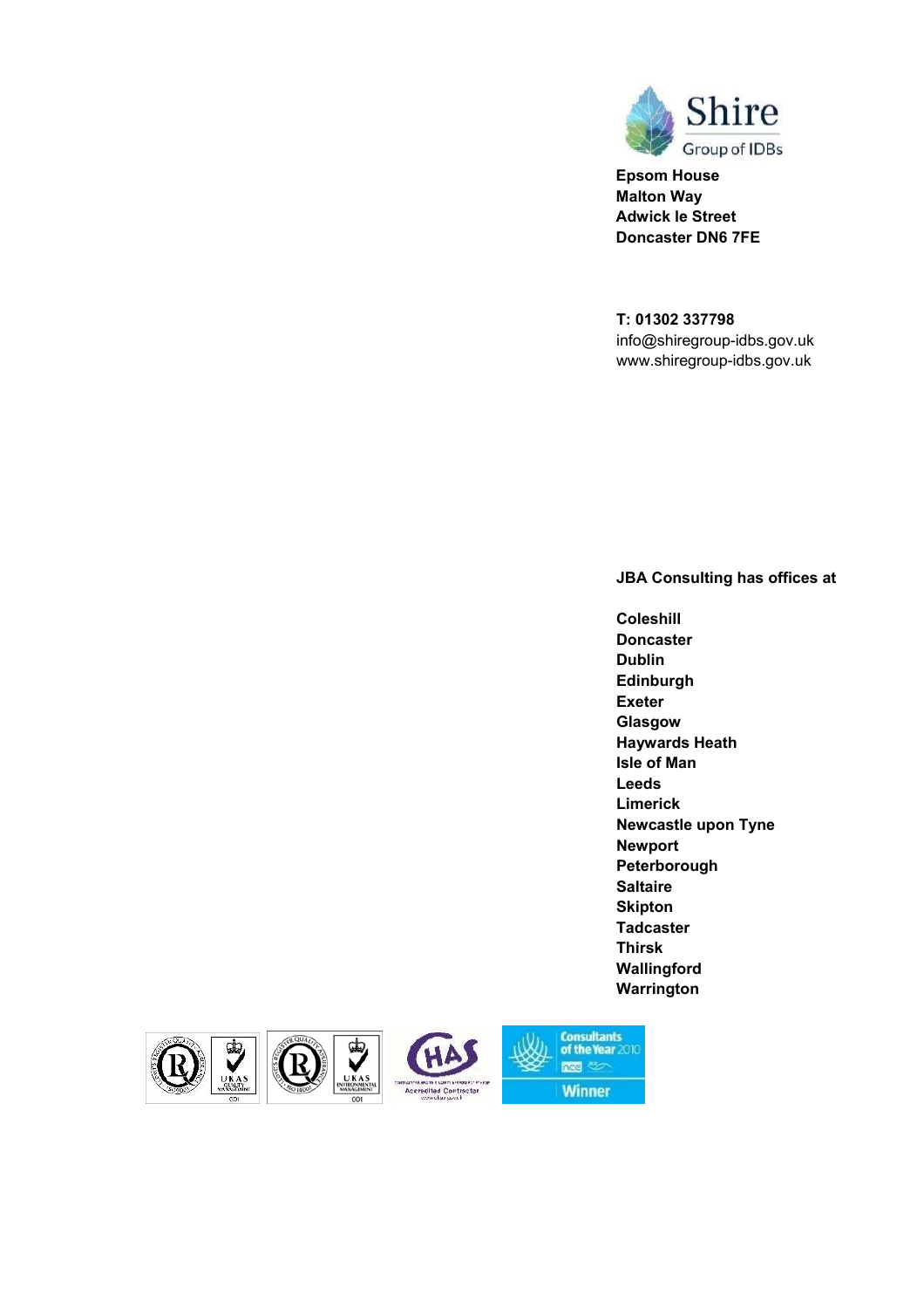Shire
Group of IDBs

**Epsom House**
**Malton Way**
**Adwick le Street**
**Doncaster DN6 7FE**

**T: 01302 337798**
info@shiregroup-idbs.gov.uk
www.shiregroup-idbs.gov.uk

**JBA Consulting has offices at**

**Coleshill**
**Doncaster**
**Dublin**
**Edinburgh**
**Exeter**
**Glasgow**
**Haywards Heath**
**Isle of Man**
**Leeds**
**Limerick**
**Newcastle upon Tyne**
**Newport**
**Peterborough**
**Saltaire**
**Skipton**
**Tadcaster**
**Thirsk**
**Wallingford**
**Warrington**